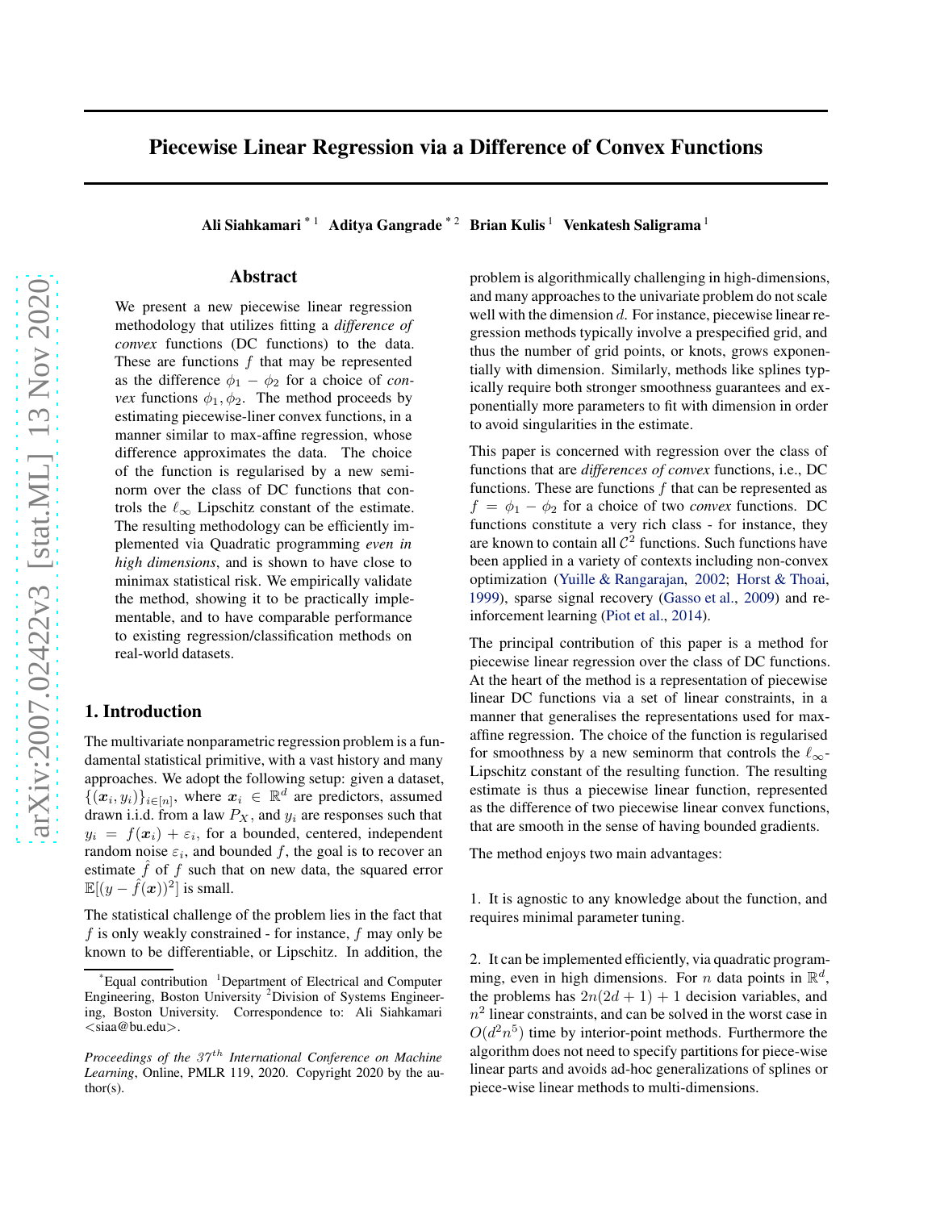# Piecewise Linear Regression via a Difference of Convex Functions

**Ali Siahkamari** [*1] **Aditya Gangrade** [*2] **Brian Kulis** [1] **Venkatesh Saligrama** [1]

## Abstract

We present a new piecewise linear regression methodology that utilizes fitting a *difference of convex* functions (DC functions) to the data. These are functions $f$ that may be represented as the difference $\phi_1 - \phi_2$ for a choice of *convex* functions $\phi_1, \phi_2$. The method proceeds by estimating piecewise-liner convex functions, in a manner similar to max-affine regression, whose difference approximates the data. The choice of the function is regularised by a new seminorm over the class of DC functions that controls the $\ell_\infty$ Lipschitz constant of the estimate. The resulting methodology can be efficiently implemented via Quadratic programming *even in high dimensions*, and is shown to have close to minimax statistical risk. We empirically validate the method, showing it to be practically implementable, and to have comparable performance to existing regression/classification methods on real-world datasets.

## 1. Introduction

The multivariate nonparametric regression problem is a fundamental statistical primitive, with a vast history and many approaches. We adopt the following setup: given a dataset, $\{(\boldsymbol{x}_i, y_i)\}_{i \in [n]}$, where $\boldsymbol{x}_i \in \mathbb{R}^d$ are predictors, assumed drawn i.i.d. from a law $P_X$, and $y_i$ are responses such that $y_i = f(\boldsymbol{x}_i) + \varepsilon_i$, for a bounded, centered, independent random noise $\varepsilon_i$, and bounded $f$, the goal is to recover an estimate $\hat{f}$ of $f$ such that on new data, the squared error $\mathbb{E}[(y - \hat{f}(\boldsymbol{x}))^2]$ is small.

The statistical challenge of the problem lies in the fact that $f$ is only weakly constrained - for instance, $f$ may only be known to be differentiable, or Lipschitz. In addition, the problem is algorithmically challenging in high-dimensions, and many approaches to the univariate problem do not scale well with the dimension $d$. For instance, piecewise linear regression methods typically involve a prespecified grid, and thus the number of grid points, or knots, grows exponentially with dimension. Similarly, methods like splines typically require both stronger smoothness guarantees and exponentially more parameters to fit with dimension in order to avoid singularities in the estimate.

This paper is concerned with regression over the class of functions that are *differences of convex* functions, i.e., DC functions. These are functions $f$ that can be represented as $f = \phi_1 - \phi_2$ for a choice of two *convex* functions. DC functions constitute a very rich class - for instance, they are known to contain all $\mathcal{C}^2$ functions. Such functions have been applied in a variety of contexts including non-convex optimization (Yuille & Rangarajan, 2002; Horst & Thoai, 1999), sparse signal recovery (Gasso et al., 2009) and reinforcement learning (Piot et al., 2014).

The principal contribution of this paper is a method for piecewise linear regression over the class of DC functions. At the heart of the method is a representation of piecewise linear DC functions via a set of linear constraints, in a manner that generalises the representations used for max-affine regression. The choice of the function is regularised for smoothness by a new seminorm that controls the $\ell_\infty$-Lipschitz constant of the resulting function. The resulting estimate is thus a piecewise linear function, represented as the difference of two piecewise linear convex functions, that are smooth in the sense of having bounded gradients.

The method enjoys two main advantages:

1. It is agnostic to any knowledge about the function, and requires minimal parameter tuning.

2. It can be implemented efficiently, via quadratic programming, even in high dimensions. For $n$ data points in $\mathbb{R}^d$, the problems has $2n(2d+1)+1$ decision variables, and $n^2$ linear constraints, and can be solved in the worst case in $O(d^2 n^5)$ time by interior-point methods. Furthermore the algorithm does not need to specify partitions for piece-wise linear parts and avoids ad-hoc generalizations of splines or piece-wise linear methods to multi-dimensions.

---

[*] Equal contribution [1] Department of Electrical and Computer Engineering, Boston University [2] Division of Systems Engineering, Boston University. Correspondence to: Ali Siahkamari <siaa@bu.edu>.

*Proceedings of the $37^{th}$ International Conference on Machine Learning*, Online, PMLR 119, 2020. Copyright 2020 by the author(s).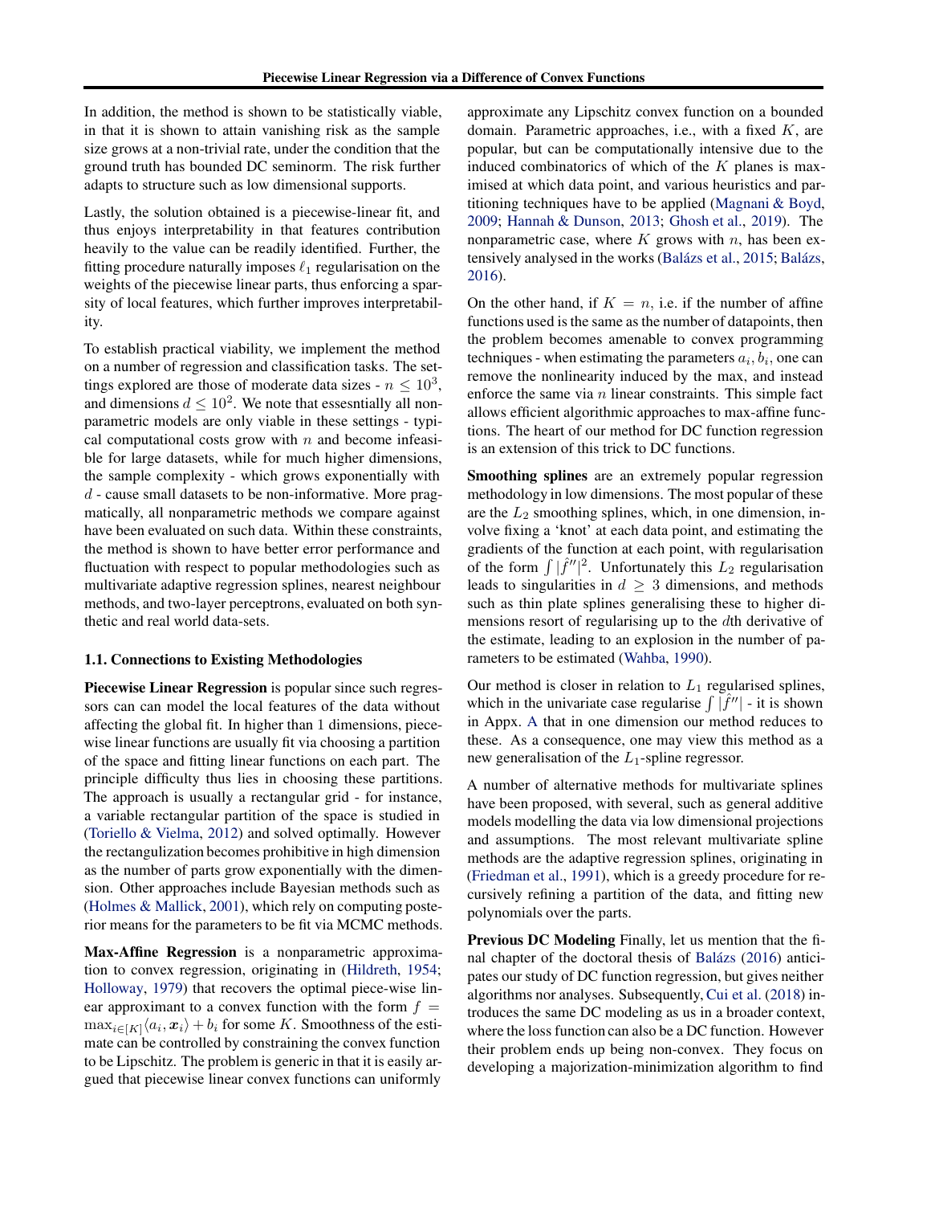In addition, the method is shown to be statistically viable, in that it is shown to attain vanishing risk as the sample size grows at a non-trivial rate, under the condition that the ground truth has bounded DC seminorm. The risk further adapts to structure such as low dimensional supports.

Lastly, the solution obtained is a piecewise-linear fit, and thus enjoys interpretability in that features contribution heavily to the value can be readily identified. Further, the fitting procedure naturally imposes $\ell_1$ regularisation on the weights of the piecewise linear parts, thus enforcing a sparsity of local features, which further improves interpretability.

To establish practical viability, we implement the method on a number of regression and classification tasks. The settings explored are those of moderate data sizes - $n \leq 10^3$, and dimensions $d \leq 10^2$. We note that essesntially all nonparametric models are only viable in these settings - typical computational costs grow with $n$ and become infeasible for large datasets, while for much higher dimensions, the sample complexity - which grows exponentially with $d$ - cause small datasets to be non-informative. More pragmatically, all nonparametric methods we compare against have been evaluated on such data. Within these constraints, the method is shown to have better error performance and fluctuation with respect to popular methodologies such as multivariate adaptive regression splines, nearest neighbour methods, and two-layer perceptrons, evaluated on both synthetic and real world data-sets.

### 1.1. Connections to Existing Methodologies

**Piecewise Linear Regression** is popular since such regressors can can model the local features of the data without affecting the global fit. In higher than 1 dimensions, piecewise linear functions are usually fit via choosing a partition of the space and fitting linear functions on each part. The principle difficulty thus lies in choosing these partitions. The approach is usually a rectangular grid - for instance, a variable rectangular partition of the space is studied in (Toriello & Vielma, 2012) and solved optimally. However the rectangulization becomes prohibitive in high dimension as the number of parts grow exponentially with the dimension. Other approaches include Bayesian methods such as (Holmes & Mallick, 2001), which rely on computing posterior means for the parameters to be fit via MCMC methods.

**Max-Affine Regression** is a nonparametric approximation to convex regression, originating in (Hildreth, 1954; Holloway, 1979) that recovers the optimal piece-wise linear approximant to a convex function with the form $f = \max_{i \in [K]} \langle a_i, \boldsymbol{x}_i \rangle + b_i$ for some $K$. Smoothness of the estimate can be controlled by constraining the convex function to be Lipschitz. The problem is generic in that it is easily argued that piecewise linear convex functions can uniformly approximate any Lipschitz convex function on a bounded domain. Parametric approaches, i.e., with a fixed $K$, are popular, but can be computationally intensive due to the induced combinatorics of which of the $K$ planes is maximised at which data point, and various heuristics and partitioning techniques have to be applied (Magnani & Boyd, 2009; Hannah & Dunson, 2013; Ghosh et al., 2019). The nonparametric case, where $K$ grows with $n$, has been extensively analysed in the works (Balázs et al., 2015; Balázs, 2016).

On the other hand, if $K = n$, i.e. if the number of affine functions used is the same as the number of datapoints, then the problem becomes amenable to convex programming techniques - when estimating the parameters $a_i, b_i$, one can remove the nonlinearity induced by the max, and instead enforce the same via $n$ linear constraints. This simple fact allows efficient algorithmic approaches to max-affine functions. The heart of our method for DC function regression is an extension of this trick to DC functions.

**Smoothing splines** are an extremely popular regression methodology in low dimensions. The most popular of these are the $L_2$ smoothing splines, which, in one dimension, involve fixing a 'knot' at each data point, and estimating the gradients of the function at each point, with regularisation of the form $\int |\hat{f}''|^2$. Unfortunately this $L_2$ regularisation leads to singularities in $d \geq 3$ dimensions, and methods such as thin plate splines generalising these to higher dimensions resort of regularising up to the $d$th derivative of the estimate, leading to an explosion in the number of parameters to be estimated (Wahba, 1990).

Our method is closer in relation to $L_1$ regularised splines, which in the univariate case regularise $\int |\hat{f}''|$ - it is shown in Appx. A that in one dimension our method reduces to these. As a consequence, one may view this method as a new generalisation of the $L_1$-spline regressor.

A number of alternative methods for multivariate splines have been proposed, with several, such as general additive models modelling the data via low dimensional projections and assumptions. The most relevant multivariate spline methods are the adaptive regression splines, originating in (Friedman et al., 1991), which is a greedy procedure for recursively refining a partition of the data, and fitting new polynomials over the parts.

**Previous DC Modeling** Finally, let us mention that the final chapter of the doctoral thesis of Balázs (2016) anticipates our study of DC function regression, but gives neither algorithms nor analyses. Subsequently, Cui et al. (2018) introduces the same DC modeling as us in a broader context, where the loss function can also be a DC function. However their problem ends up being non-convex. They focus on developing a majorization-minimization algorithm to find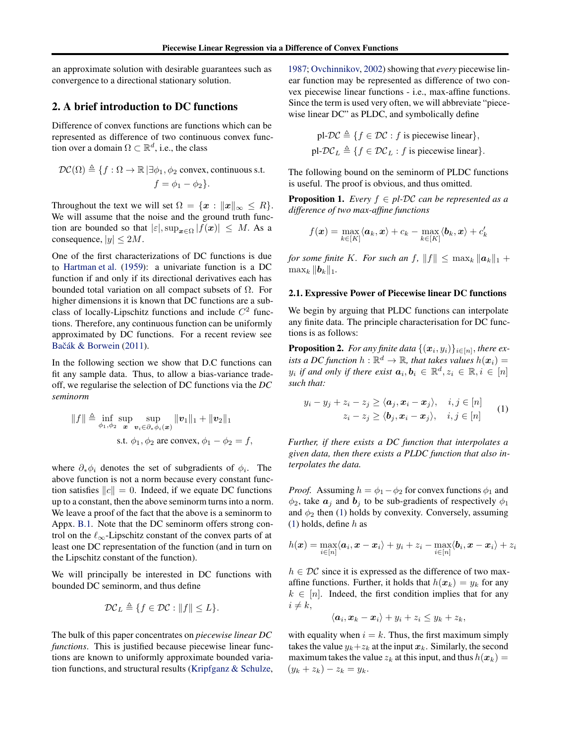an approximate solution with desirable guarantees such as convergence to a directional stationary solution.

## 2. A brief introduction to DC functions

Difference of convex functions are functions which can be represented as difference of two continuous convex function over a domain $\Omega \subset \mathbb{R}^d$, i.e., the class

$$\mathcal{DC}(\Omega) \triangleq \{f : \Omega \to \mathbb{R} \,|\, \exists \phi_1, \phi_2 \text{ convex, continuous s.t. } f = \phi_1 - \phi_2\}.$$

Throughout the text we will set $\Omega = \{\boldsymbol{x} : \|\boldsymbol{x}\|_\infty \leq R\}$. We will assume that the noise and the ground truth function are bounded so that $|\varepsilon|, \sup_{\boldsymbol{x}\in\Omega} |f(\boldsymbol{x})| \leq M$. As a consequence, $|y| \leq 2M$.

One of the first characterizations of DC functions is due to Hartman et al. (1959): a univariate function is a DC function if and only if its directional derivatives each has bounded total variation on all compact subsets of $\Omega$. For higher dimensions it is known that DC functions are a subclass of locally-Lipschitz functions and include $C^2$ functions. Therefore, any continuous function can be uniformly approximated by DC functions. For a recent review see Bačák & Borwein (2011).

In the following section we show that D.C functions can fit any sample data. Thus, to allow a bias-variance tradeoff, we regularise the selection of DC functions via the *DC seminorm*

$$\|f\| \triangleq \inf_{\phi_1,\phi_2} \sup_{\boldsymbol{x}} \sup_{\boldsymbol{v}_i \in \partial_* \phi_i(\boldsymbol{x})} \|\boldsymbol{v}_1\|_1 + \|\boldsymbol{v}_2\|_1$$
$$\text{s.t. } \phi_1, \phi_2 \text{ are convex}, \phi_1 - \phi_2 = f,$$

where $\partial_* \phi_i$ denotes the set of subgradients of $\phi_i$. The above function is not a norm because every constant function satisfies $\|c\| = 0$. Indeed, if we equate DC functions up to a constant, then the above seminorm turns into a norm. We leave a proof of the fact that the above is a seminorm to Appx. B.1. Note that the DC seminorm offers strong control on the $\ell_\infty$-Lipschitz constant of the convex parts of at least one DC representation of the function (and in turn on the Lipschitz constant of the function).

We will principally be interested in DC functions with bounded DC seminorm, and thus define

$$\mathcal{DC}_L \triangleq \{f \in \mathcal{DC} : \|f\| \leq L\}.$$

The bulk of this paper concentrates on *piecewise linear DC functions*. This is justified because piecewise linear functions are known to uniformly approximate bounded variation functions, and structural results (Kripfganz & Schulze, 1987; Ovchinnikov, 2002) showing that *every* piecewise linear function may be represented as difference of two convex piecewise linear functions - i.e., max-affine functions. Since the term is used very often, we will abbreviate "piecewise linear DC" as PLDC, and symbolically define

$$\text{pl-}\mathcal{DC} \triangleq \{f \in \mathcal{DC} : f \text{ is piecewise linear}\},$$
$$\text{pl-}\mathcal{DC}_L \triangleq \{f \in \mathcal{DC}_L : f \text{ is piecewise linear}\}.$$

The following bound on the seminorm of PLDC functions is useful. The proof is obvious, and thus omitted.

**Proposition 1.** *Every $f \in$ pl-$\mathcal{DC}$ can be represented as a difference of two max-affine functions*

$$f(\boldsymbol{x}) = \max_{k\in[K]} \langle \boldsymbol{a}_k, \boldsymbol{x}\rangle + c_k - \max_{k\in[K]} \langle \boldsymbol{b}_k, \boldsymbol{x}\rangle + c'_k$$

*for some finite $K$. For such an $f$, $\|f\| \leq \max_k \|\boldsymbol{a}_k\|_1 + \max_k \|\boldsymbol{b}_k\|_1$.*

### 2.1. Expressive Power of Piecewise linear DC functions

We begin by arguing that PLDC functions can interpolate any finite data. The principle characterisation for DC functions is as follows:

**Proposition 2.** *For any finite data $\{(\boldsymbol{x}_i, y_i)\}_{i\in[n]}$, there exists a DC function $h : \mathbb{R}^d \to \mathbb{R}$, that takes values $h(\boldsymbol{x}_i) = y_i$ if and only if there exist $\boldsymbol{a}_i, \boldsymbol{b}_i \in \mathbb{R}^d, z_i \in \mathbb{R}, i \in [n]$ such that:*

$$\begin{aligned} y_i - y_j + z_i - z_j &\geq \langle \boldsymbol{a}_j, \boldsymbol{x}_i - \boldsymbol{x}_j\rangle, \quad i,j \in [n] \\ z_i - z_j &\geq \langle \boldsymbol{b}_j, \boldsymbol{x}_i - \boldsymbol{x}_j\rangle, \quad i,j \in [n] \end{aligned} \tag{1}$$

*Further, if there exists a DC function that interpolates a given data, then there exists a PLDC function that also interpolates the data.*

*Proof.* Assuming $h = \phi_1 - \phi_2$ for convex functions $\phi_1$ and $\phi_2$, take $\boldsymbol{a}_j$ and $\boldsymbol{b}_j$ to be sub-gradients of respectively $\phi_1$ and $\phi_2$ then (1) holds by convexity. Conversely, assuming (1) holds, define $h$ as

$$h(\boldsymbol{x}) = \max_{i\in[n]} \langle \boldsymbol{a}_i, \boldsymbol{x} - \boldsymbol{x}_i\rangle + y_i + z_i - \max_{i\in[n]} \langle \boldsymbol{b}_i, \boldsymbol{x} - \boldsymbol{x}_i\rangle + z_i$$

$h \in \mathcal{DC}$ since it is expressed as the difference of two max-affine functions. Further, it holds that $h(\boldsymbol{x}_k) = y_k$ for any $k \in [n]$. Indeed, the first condition implies that for any $i \neq k$,

$$\langle \boldsymbol{a}_i, \boldsymbol{x}_k - \boldsymbol{x}_i\rangle + y_i + z_i \leq y_k + z_k,$$

with equality when $i = k$. Thus, the first maximum simply takes the value $y_k + z_k$ at the input $\boldsymbol{x}_k$. Similarly, the second maximum takes the value $z_k$ at this input, and thus $h(\boldsymbol{x}_k) = (y_k + z_k) - z_k = y_k$.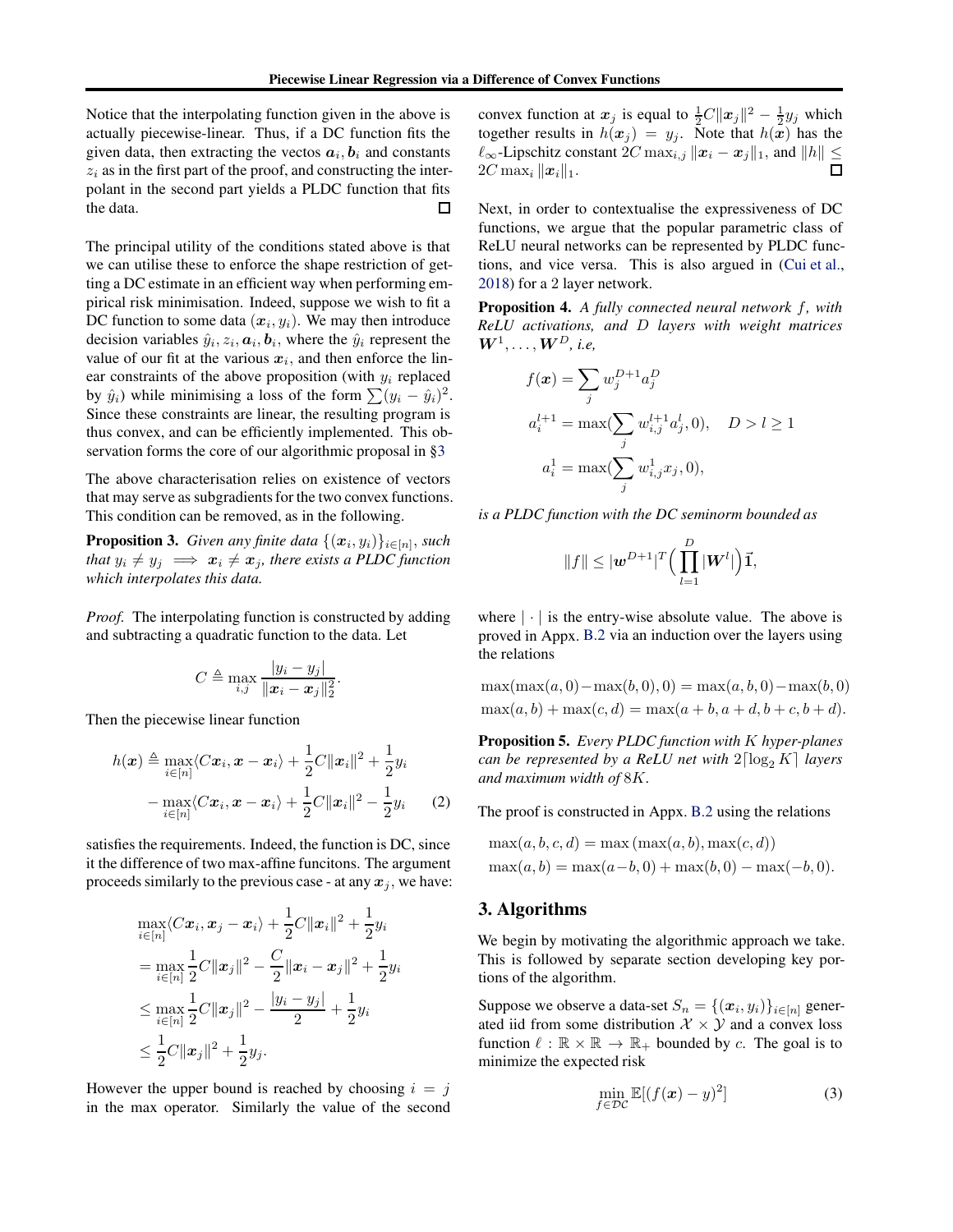Notice that the interpolating function given in the above is actually piecewise-linear. Thus, if a DC function fits the given data, then extracting the vectos $\boldsymbol{a}_i, \boldsymbol{b}_i$ and constants $z_i$ as in the first part of the proof, and constructing the interpolant in the second part yields a PLDC function that fits the data. ∎

The principal utility of the conditions stated above is that we can utilise these to enforce the shape restriction of getting a DC estimate in an efficient way when performing empirical risk minimisation. Indeed, suppose we wish to fit a DC function to some data $(\boldsymbol{x}_i, y_i)$. We may then introduce decision variables $\hat{y}_i, z_i, \boldsymbol{a}_i, \boldsymbol{b}_i$, where the $\hat{y}_i$ represent the value of our fit at the various $\boldsymbol{x}_i$, and then enforce the linear constraints of the above proposition (with $y_i$ replaced by $\hat{y}_i$) while minimising a loss of the form $\sum (y_i - \hat{y}_i)^2$. Since these constraints are linear, the resulting program is thus convex, and can be efficiently implemented. This observation forms the core of our algorithmic proposal in §3

The above characterisation relies on existence of vectors that may serve as subgradients for the two convex functions. This condition can be removed, as in the following.

**Proposition 3.** *Given any finite data $\{(\boldsymbol{x}_i, y_i)\}_{i \in [n]}$, such that $y_i \neq y_j \implies \boldsymbol{x}_i \neq \boldsymbol{x}_j$, there exists a PLDC function which interpolates this data.*

*Proof.* The interpolating function is constructed by adding and subtracting a quadratic function to the data. Let

$$C \triangleq \max_{i,j} \frac{|y_i - y_j|}{\|\boldsymbol{x}_i - \boldsymbol{x}_j\|_2^2}.$$

Then the piecewise linear function

$$\begin{aligned} h(\boldsymbol{x}) \triangleq & \max_{i \in [n]} \langle C\boldsymbol{x}_i, \boldsymbol{x} - \boldsymbol{x}_i \rangle + \frac{1}{2}C\|\boldsymbol{x}_i\|^2 + \frac{1}{2}y_i \\ & - \max_{i \in [n]} \langle C\boldsymbol{x}_i, \boldsymbol{x} - \boldsymbol{x}_i \rangle + \frac{1}{2}C\|\boldsymbol{x}_i\|^2 - \frac{1}{2}y_i \end{aligned} \quad (2)$$

satisfies the requirements. Indeed, the function is DC, since it the difference of two max-affine funcitons. The argument proceeds similarly to the previous case - at any $\boldsymbol{x}_j$, we have:

$$\begin{aligned} & \max_{i \in [n]} \langle C\boldsymbol{x}_i, \boldsymbol{x}_j - \boldsymbol{x}_i \rangle + \frac{1}{2}C\|\boldsymbol{x}_i\|^2 + \frac{1}{2}y_i \\ & = \max_{i \in [n]} \frac{1}{2}C\|\boldsymbol{x}_j\|^2 - \frac{C}{2}\|\boldsymbol{x}_i - \boldsymbol{x}_j\|^2 + \frac{1}{2}y_i \\ & \leq \max_{i \in [n]} \frac{1}{2}C\|\boldsymbol{x}_j\|^2 - \frac{|y_i - y_j|}{2} + \frac{1}{2}y_i \\ & \leq \frac{1}{2}C\|\boldsymbol{x}_j\|^2 + \frac{1}{2}y_j. \end{aligned}$$

However the upper bound is reached by choosing $i = j$ in the max operator. Similarly the value of the second convex function at $\boldsymbol{x}_j$ is equal to $\frac{1}{2}C\|\boldsymbol{x}_j\|^2 - \frac{1}{2}y_j$ which together results in $h(\boldsymbol{x}_j) = y_j$. Note that $h(\boldsymbol{x})$ has the $\ell_\infty$-Lipschitz constant $2C \max_{i,j} \|\boldsymbol{x}_i - \boldsymbol{x}_j\|_1$, and $\|h\| \leq 2C \max_i \|\boldsymbol{x}_i\|_1$. ∎

Next, in order to contextualise the expressiveness of DC functions, we argue that the popular parametric class of ReLU neural networks can be represented by PLDC functions, and vice versa. This is also argued in (Cui et al., 2018) for a 2 layer network.

**Proposition 4.** *A fully connected neural network $f$, with ReLU activations, and $D$ layers with weight matrices $\boldsymbol{W}^1, \ldots, \boldsymbol{W}^D$, i.e,*

$$\begin{aligned} f(\boldsymbol{x}) &= \sum_j w_j^{D+1} a_j^D \\ a_i^{l+1} &= \max(\sum_j w_{i,j}^{l+1} a_j^l, 0), \quad D > l \geq 1 \\ a_i^1 &= \max(\sum_j w_{i,j}^1 x_j, 0), \end{aligned}$$

*is a PLDC function with the DC seminorm bounded as*

$$\|f\| \leq |\boldsymbol{w}^{D+1}|^T \Big( \prod_{l=1}^{D} |\boldsymbol{W}^l| \Big) \vec{\mathbf{1}},$$

where $|\cdot|$ is the entry-wise absolute value. The above is proved in Appx. B.2 via an induction over the layers using the relations

$$\max(\max(a,0) - \max(b,0), 0) = \max(a,b,0) - \max(b,0)$$
$$\max(a,b) + \max(c,d) = \max(a+b, a+d, b+c, b+d).$$

**Proposition 5.** *Every PLDC function with $K$ hyper-planes can be represented by a ReLU net with $2\lceil \log_2 K \rceil$ layers and maximum width of $8K$.*

The proof is constructed in Appx. B.2 using the relations

$$\max(a,b,c,d) = \max\left(\max(a,b), \max(c,d)\right)$$
$$\max(a,b) = \max(a-b, 0) + \max(b, 0) - \max(-b, 0).$$

## 3. Algorithms

We begin by motivating the algorithmic approach we take. This is followed by separate section developing key portions of the algorithm.

Suppose we observe a data-set $S_n = \{(\boldsymbol{x}_i, y_i)\}_{i \in [n]}$ generated iid from some distribution $\mathcal{X} \times \mathcal{Y}$ and a convex loss function $\ell : \mathbb{R} \times \mathbb{R} \to \mathbb{R}_+$ bounded by $c$. The goal is to minimize the expected risk

$$\min_{f \in \mathcal{DC}} \mathbb{E}[(f(\boldsymbol{x}) - y)^2] \quad (3)$$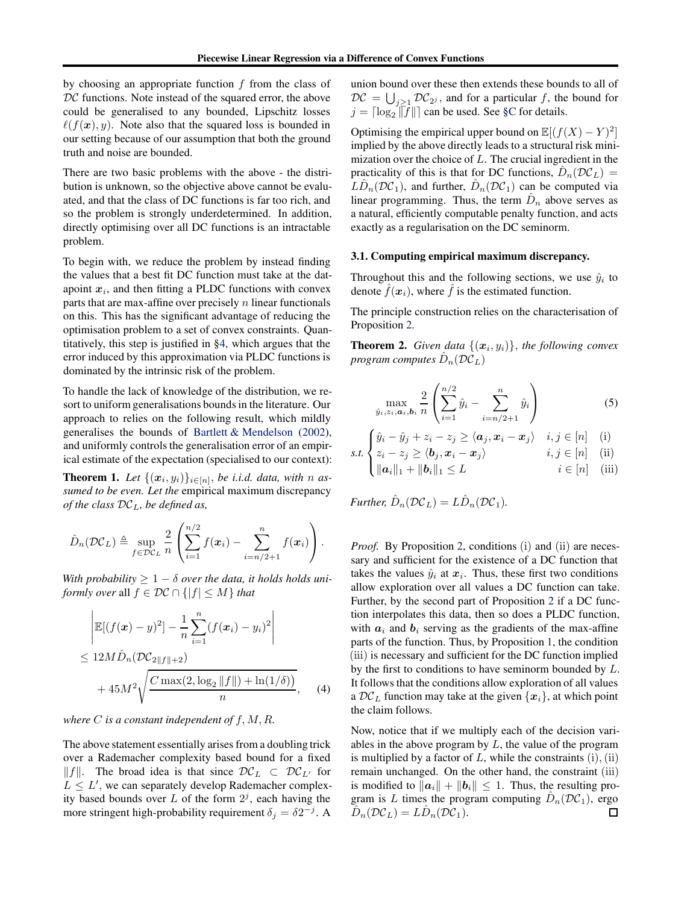by choosing an appropriate function $f$ from the class of $\mathcal{DC}$ functions. Note instead of the squared error, the above could be generalised to any bounded, Lipschitz losses $\ell(f(\boldsymbol{x}), y)$. Note also that the squared loss is bounded in our setting because of our assumption that both the ground truth and noise are bounded.

There are two basic problems with the above - the distribution is unknown, so the objective above cannot be evaluated, and that the class of DC functions is far too rich, and so the problem is strongly underdetermined. In addition, directly optimising over all DC functions is an intractable problem.

To begin with, we reduce the problem by instead finding the values that a best fit DC function must take at the datapoint $\boldsymbol{x}_i$, and then fitting a PLDC functions with convex parts that are max-affine over precisely $n$ linear functionals on this. This has the significant advantage of reducing the optimisation problem to a set of convex constraints. Quantitatively, this step is justified in §4, which argues that the error induced by this approximation via PLDC functions is dominated by the intrinsic risk of the problem.

To handle the lack of knowledge of the distribution, we resort to uniform generalisations bounds in the literature. Our approach to relies on the following result, which mildly generalises the bounds of Bartlett & Mendelson (2002), and uniformly controls the generalisation error of an empirical estimate of the expectation (specialised to our context):

**Theorem 1.** *Let $\{(\boldsymbol{x}_i, y_i)\}_{i\in[n]}$, be i.i.d. data, with $n$ assumed to be even. Let the* empirical maximum discrepancy *of the class $\mathcal{DC}_L$, be defined as,*

$$\hat{D}_n(\mathcal{DC}_L) \triangleq \sup_{f\in\mathcal{DC}_L} \frac{2}{n}\left(\sum_{i=1}^{n/2} f(\boldsymbol{x}_i) - \sum_{i=n/2+1}^{n} f(\boldsymbol{x}_i)\right).$$

*With probability $\geq 1-\delta$ over the data, it holds holds uniformly over* all $f \in \mathcal{DC} \cap \{|f| \leq M\}$ *that*

$$\begin{aligned}
&\left|\mathbb{E}[(f(\boldsymbol{x}) - y)^2] - \frac{1}{n}\sum_{i=1}^{n}(f(\boldsymbol{x}_i) - y_i)^2\right| \\
&\leq 12M\hat{D}_n(\mathcal{DC}_{2\|f\|+2}) \\
&\quad + 45M^2\sqrt{\frac{C\max(2, \log_2\|f\|) + \ln(1/\delta)}{n}}, \qquad (4)
\end{aligned}$$

*where $C$ is a constant independent of $f, M, R$.*

The above statement essentially arises from a doubling trick over a Rademacher complexity based bound for a fixed $\|f\|$. The broad idea is that since $\mathcal{DC}_L \subset \mathcal{DC}_{L'}$ for $L \leq L'$, we can separately develop Rademacher complexity based bounds over $L$ of the form $2^j$, each having the more stringent high-probability requirement $\delta_j = \delta 2^{-j}$. A union bound over these then extends these bounds to all of $\mathcal{DC} = \bigcup_{j\geq 1}\mathcal{DC}_{2^j}$, and for a particular $f$, the bound for $j = \lceil \log_2 \|f\| \rceil$ can be used. See §C for details.

Optimising the empirical upper bound on $\mathbb{E}[(f(X) - Y)^2]$ implied by the above directly leads to a structural risk minimization over the choice of $L$. The crucial ingredient in the practicality of this is that for DC functions, $\hat{D}_n(\mathcal{DC}_L) = L\hat{D}_n(\mathcal{DC}_1)$, and further, $\hat{D}_n(\mathcal{DC}_1)$ can be computed via linear programming. Thus, the term $\hat{D}_n$ above serves as a natural, efficiently computable penalty function, and acts exactly as a regularisation on the DC seminorm.

### 3.1. Computing empirical maximum discrepancy.

Throughout this and the following sections, we use $\hat{y}_i$ to denote $\hat{f}(\boldsymbol{x}_i)$, where $\hat{f}$ is the estimated function.

The principle construction relies on the characterisation of Proposition 2.

**Theorem 2.** *Given data $\{(\boldsymbol{x}_i, y_i)\}$, the following convex program computes $\hat{D}_n(\mathcal{DC}_L)$*

$$\max_{\hat{y}_i, z_i, \boldsymbol{a}_i, \boldsymbol{b}_i} \frac{2}{n}\left(\sum_{i=1}^{n/2}\hat{y}_i - \sum_{i=n/2+1}^{n}\hat{y}_i\right) \qquad (5)$$

$$\text{s.t.} \begin{cases} \hat{y}_i - \hat{y}_j + z_i - z_j \geq \langle \boldsymbol{a}_j, \boldsymbol{x}_i - \boldsymbol{x}_j\rangle & i,j \in [n] \quad \text{(i)} \\ z_i - z_j \geq \langle \boldsymbol{b}_j, \boldsymbol{x}_i - \boldsymbol{x}_j\rangle & i,j\in[n] \quad \text{(ii)} \\ \|\boldsymbol{a}_i\|_1 + \|\boldsymbol{b}_i\|_1 \leq L & i \in [n] \quad \text{(iii)} \end{cases}$$

*Further, $\hat{D}_n(\mathcal{DC}_L) = L\hat{D}_n(\mathcal{DC}_1)$.*

*Proof.* By Proposition 2, conditions (i) and (ii) are necessary and sufficient for the existence of a DC function that takes the values $\hat{y}_i$ at $\boldsymbol{x}_i$. Thus, these first two conditions allow exploration over all values a DC function can take. Further, by the second part of Proposition 2 if a DC function interpolates this data, then so does a PLDC function, with $\boldsymbol{a}_i$ and $\boldsymbol{b}_i$ serving as the gradients of the max-affine parts of the function. Thus, by Proposition 1, the condition (iii) is necessary and sufficient for the DC function implied by the first to conditions to have seminorm bounded by $L$. It follows that the conditions allow exploration of all values a $\mathcal{DC}_L$ function may take at the given $\{\boldsymbol{x}_i\}$, at which point the claim follows.

Now, notice that if we multiply each of the decision variables in the above program by $L$, the value of the program is multiplied by a factor of $L$, while the constraints (i), (ii) remain unchanged. On the other hand, the constraint (iii) is modified to $\|\boldsymbol{a}_i\| + \|\boldsymbol{b}_i\| \leq 1$. Thus, the resulting program is $L$ times the program computing $\hat{D}_n(\mathcal{DC}_1)$, ergo $\hat{D}_n(\mathcal{DC}_L) = L\hat{D}_n(\mathcal{DC}_1)$. ∎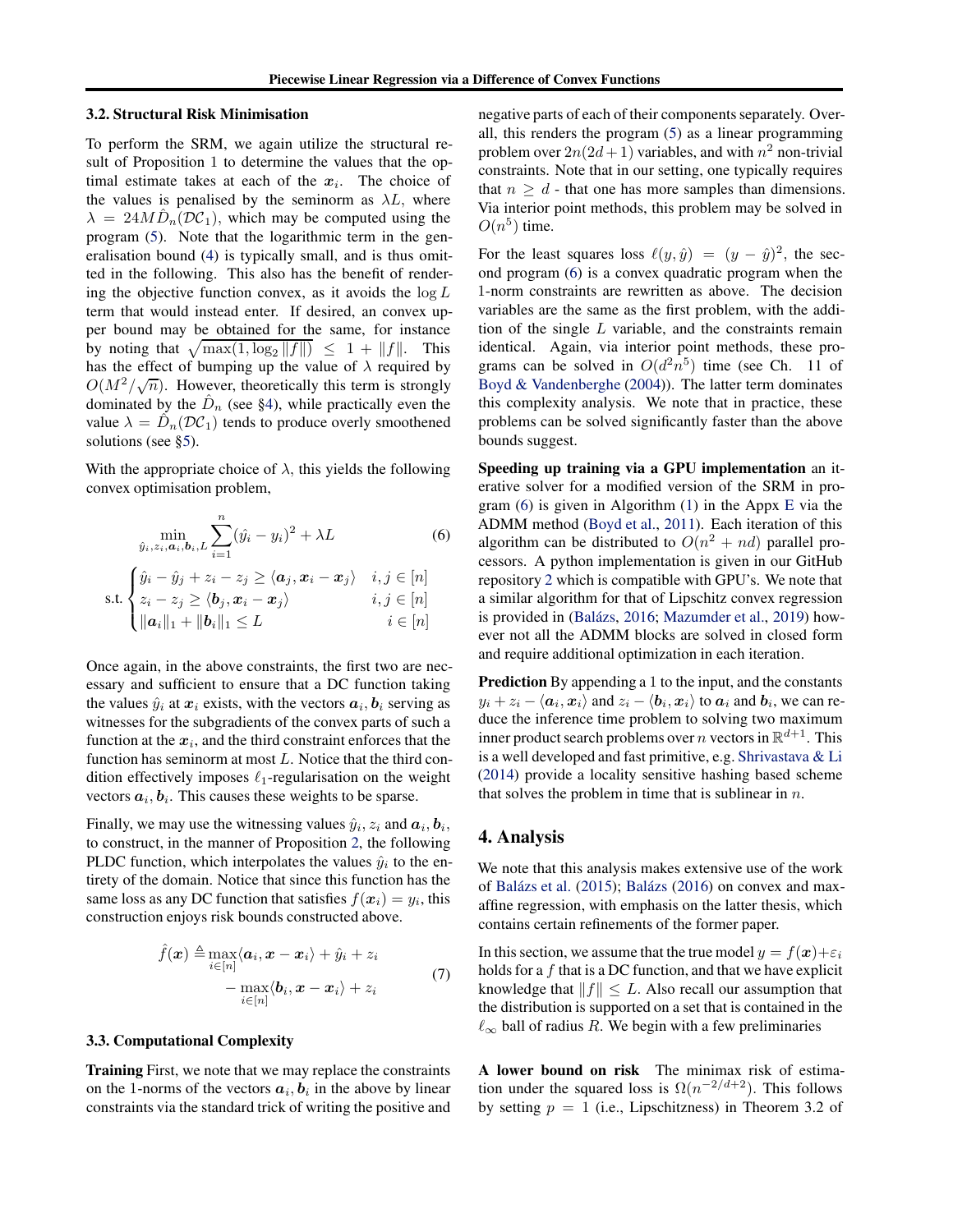### 3.2. Structural Risk Minimisation

To perform the SRM, we again utilize the structural result of Proposition 1 to determine the values that the optimal estimate takes at each of the $\boldsymbol{x}_i$. The choice of the values is penalised by the seminorm as $\lambda L$, where $\lambda = 24M\hat{D}_n(\mathcal{DC}_1)$, which may be computed using the program (5). Note that the logarithmic term in the generalisation bound (4) is typically small, and is thus omitted in the following. This also has the benefit of rendering the objective function convex, as it avoids the $\log L$ term that would instead enter. If desired, an convex upper bound may be obtained for the same, for instance by noting that $\sqrt{\max(1, \log_2 \|f\|)} \leq 1 + \|f\|$. This has the effect of bumping up the value of $\lambda$ required by $O(M^2/\sqrt{n})$. However, theoretically this term is strongly dominated by the $\hat{D}_n$ (see §4), while practically even the value $\lambda = \hat{D}_n(\mathcal{DC}_1)$ tends to produce overly smoothened solutions (see §5).

With the appropriate choice of $\lambda$, this yields the following convex optimisation problem,

$$\min_{\hat{y}_i, z_i, \boldsymbol{a}_i, \boldsymbol{b}_i, L} \sum_{i=1}^{n} (\hat{y}_i - y_i)^2 + \lambda L \tag{6}$$

$$\text{s.t.} \begin{cases} \hat{y}_i - \hat{y}_j + z_i - z_j \geq \langle \boldsymbol{a}_j, \boldsymbol{x}_i - \boldsymbol{x}_j \rangle & i, j \in [n] \\ z_i - z_j \geq \langle \boldsymbol{b}_j, \boldsymbol{x}_i - \boldsymbol{x}_j \rangle & i, j \in [n] \\ \|\boldsymbol{a}_i\|_1 + \|\boldsymbol{b}_i\|_1 \leq L & i \in [n] \end{cases}$$

Once again, in the above constraints, the first two are necessary and sufficient to ensure that a DC function taking the values $\hat{y}_i$ at $\boldsymbol{x}_i$ exists, with the vectors $\boldsymbol{a}_i, \boldsymbol{b}_i$ serving as witnesses for the subgradients of the convex parts of such a function at the $\boldsymbol{x}_i$, and the third constraint enforces that the function has seminorm at most $L$. Notice that the third condition effectively imposes $\ell_1$-regularisation on the weight vectors $\boldsymbol{a}_i, \boldsymbol{b}_i$. This causes these weights to be sparse.

Finally, we may use the witnessing values $\hat{y}_i, z_i$ and $\boldsymbol{a}_i, \boldsymbol{b}_i$, to construct, in the manner of Proposition 2, the following PLDC function, which interpolates the values $\hat{y}_i$ to the entirety of the domain. Notice that since this function has the same loss as any DC function that satisfies $f(\boldsymbol{x}_i) = y_i$, this construction enjoys risk bounds constructed above.

$$\begin{aligned} \hat{f}(\boldsymbol{x}) \triangleq \max_{i \in [n]} \langle \boldsymbol{a}_i, \boldsymbol{x} - \boldsymbol{x}_i \rangle + \hat{y}_i + z_i \\ - \max_{i \in [n]} \langle \boldsymbol{b}_i, \boldsymbol{x} - \boldsymbol{x}_i \rangle + z_i \end{aligned} \tag{7}$$

### 3.3. Computational Complexity

**Training** First, we note that we may replace the constraints on the 1-norms of the vectors $\boldsymbol{a}_i, \boldsymbol{b}_i$ in the above by linear constraints via the standard trick of writing the positive and negative parts of each of their components separately. Overall, this renders the program (5) as a linear programming problem over $2n(2d+1)$ variables, and with $n^2$ non-trivial constraints. Note that in our setting, one typically requires that $n \geq d$ - that one has more samples than dimensions. Via interior point methods, this problem may be solved in $O(n^5)$ time.

For the least squares loss $\ell(y, \hat{y}) = (y - \hat{y})^2$, the second program (6) is a convex quadratic program when the 1-norm constraints are rewritten as above. The decision variables are the same as the first problem, with the addition of the single $L$ variable, and the constraints remain identical. Again, via interior point methods, these programs can be solved in $O(d^2 n^5)$ time (see Ch. 11 of Boyd & Vandenberghe (2004)). The latter term dominates this complexity analysis. We note that in practice, these problems can be solved significantly faster than the above bounds suggest.

**Speeding up training via a GPU implementation** an iterative solver for a modified version of the SRM in program (6) is given in Algorithm (1) in the Appx E via the ADMM method (Boyd et al., 2011). Each iteration of this algorithm can be distributed to $O(n^2 + nd)$ parallel processors. A python implementation is given in our GitHub repository 2 which is compatible with GPU's. We note that a similar algorithm for that of Lipschitz convex regression is provided in (Balázs, 2016; Mazumder et al., 2019) however not all the ADMM blocks are solved in closed form and require additional optimization in each iteration.

**Prediction** By appending a 1 to the input, and the constants $y_i + z_i - \langle \boldsymbol{a}_i, \boldsymbol{x}_i \rangle$ and $z_i - \langle \boldsymbol{b}_i, \boldsymbol{x}_i \rangle$ to $\boldsymbol{a}_i$ and $\boldsymbol{b}_i$, we can reduce the inference time problem to solving two maximum inner product search problems over $n$ vectors in $\mathbb{R}^{d+1}$. This is a well developed and fast primitive, e.g. Shrivastava & Li (2014) provide a locality sensitive hashing based scheme that solves the problem in time that is sublinear in $n$.

## 4. Analysis

We note that this analysis makes extensive use of the work of Balázs et al. (2015); Balázs (2016) on convex and max-affine regression, with emphasis on the latter thesis, which contains certain refinements of the former paper.

In this section, we assume that the true model $y = f(\boldsymbol{x}) + \varepsilon_i$ holds for a $f$ that is a DC function, and that we have explicit knowledge that $\|f\| \leq L$. Also recall our assumption that the distribution is supported on a set that is contained in the $\ell_\infty$ ball of radius $R$. We begin with a few preliminaries

**A lower bound on risk** The minimax risk of estimation under the squared loss is $\Omega(n^{-2/d+2})$. This follows by setting $p = 1$ (i.e., Lipschitzness) in Theorem 3.2 of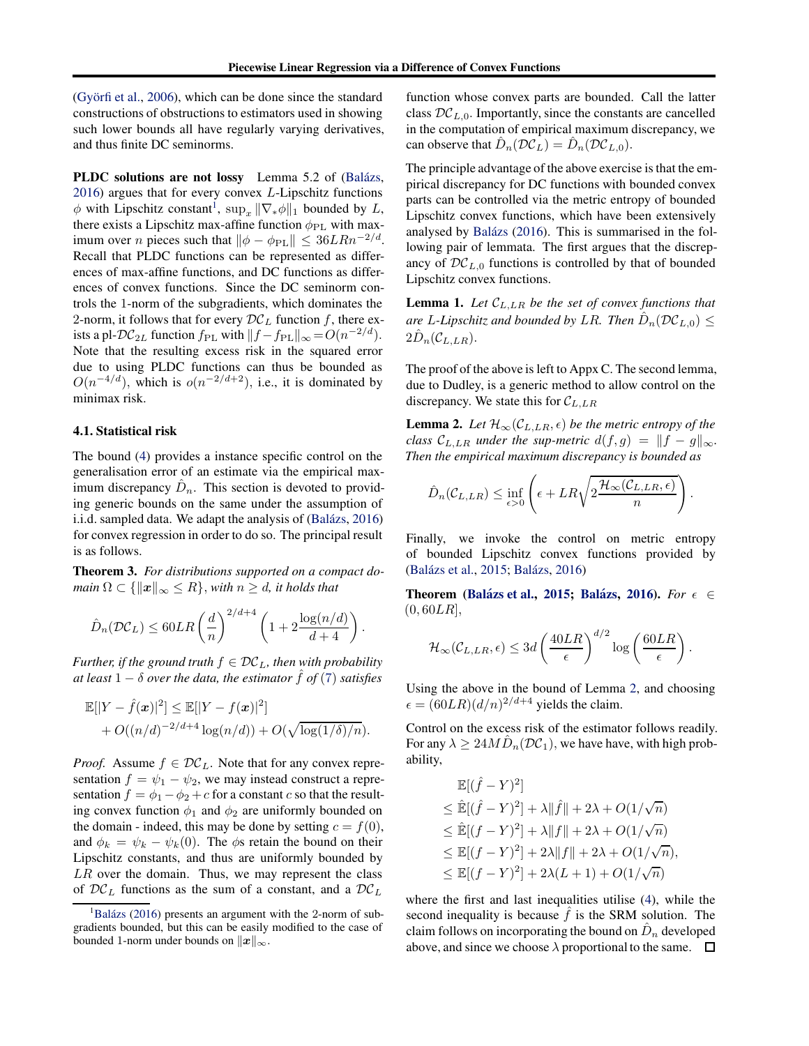(Györfi et al., 2006), which can be done since the standard constructions of obstructions to estimators used in showing such lower bounds all have regularly varying derivatives, and thus finite DC seminorms.

**PLDC solutions are not lossy** Lemma 5.2 of (Balázs, 2016) argues that for every convex $L$-Lipschitz functions $\phi$ with Lipschitz constant[1], $\sup_x \|\nabla_* \phi\|_1$ bounded by $L$, there exists a Lipschitz max-affine function $\phi_{\mathrm{PL}}$ with maximum over $n$ pieces such that $\|\phi - \phi_{\mathrm{PL}}\| \le 36LRn^{-2/d}$. Recall that PLDC functions can be represented as differences of max-affine functions, and DC functions as differences of convex functions. Since the DC seminorm controls the 1-norm of the subgradients, which dominates the 2-norm, it follows that for every $\mathcal{DC}_L$ function $f$, there exists a pl-$\mathcal{DC}_{2L}$ function $f_{\mathrm{PL}}$ with $\|f - f_{\mathrm{PL}}\|_\infty = O(n^{-2/d})$. Note that the resulting excess risk in the squared error due to using PLDC functions can thus be bounded as $O(n^{-4/d})$, which is $o(n^{-2/d+2})$, i.e., it is dominated by minimax risk.

### 4.1. Statistical risk

The bound (4) provides a instance specific control on the generalisation error of an estimate via the empirical maximum discrepancy $\hat{D}_n$. This section is devoted to providing generic bounds on the same under the assumption of i.i.d. sampled data. We adapt the analysis of (Balázs, 2016) for convex regression in order to do so. The principal result is as follows.

**Theorem 3.** *For distributions supported on a compact domain $\Omega \subset \{\|\boldsymbol{x}\|_\infty \le R\}$, with $n \ge d$, it holds that*

$$\hat{D}_n(\mathcal{DC}_L) \le 60LR\left(\frac{d}{n}\right)^{2/d+4}\left(1 + 2\frac{\log(n/d)}{d+4}\right).$$

*Further, if the ground truth $f \in \mathcal{DC}_L$, then with probability at least $1-\delta$ over the data, the estimator $\hat{f}$ of (7) satisfies*

$$\mathbb{E}[|Y - \hat{f}(\boldsymbol{x})|^2] \le \mathbb{E}[|Y - f(\boldsymbol{x})|^2] + O((n/d)^{-2/d+4}\log(n/d)) + O(\sqrt{\log(1/\delta)/n}).$$

*Proof.* Assume $f \in \mathcal{DC}_L$. Note that for any convex representation $f = \psi_1 - \psi_2$, we may instead construct a representation $f = \phi_1 - \phi_2 + c$ for a constant $c$ so that the resulting convex function $\phi_1$ and $\phi_2$ are uniformly bounded on the domain - indeed, this may be done by setting $c = f(0)$, and $\phi_k = \psi_k - \psi_k(0)$. The $\phi$s retain the bound on their Lipschitz constants, and thus are uniformly bounded by $LR$ over the domain. Thus, we may represent the class of $\mathcal{DC}_L$ functions as the sum of a constant, and a $\mathcal{DC}_L$ function whose convex parts are bounded. Call the latter class $\mathcal{DC}_{L,0}$. Importantly, since the constants are cancelled in the computation of empirical maximum discrepancy, we can observe that $\hat{D}_n(\mathcal{DC}_L) = \hat{D}_n(\mathcal{DC}_{L,0})$.

The principle advantage of the above exercise is that the empirical discrepancy for DC functions with bounded convex parts can be controlled via the metric entropy of bounded Lipschitz convex functions, which have been extensively analysed by Balázs (2016). This is summarised in the following pair of lemmata. The first argues that the discrepancy of $\mathcal{DC}_{L,0}$ functions is controlled by that of bounded Lipschitz convex functions.

**Lemma 1.** *Let $\mathcal{C}_{L,LR}$ be the set of convex functions that are $L$-Lipschitz and bounded by $LR$. Then $\hat{D}_n(\mathcal{DC}_{L,0}) \le 2\hat{D}_n(\mathcal{C}_{L,LR})$.*

The proof of the above is left to Appx C. The second lemma, due to Dudley, is a generic method to allow control on the discrepancy. We state this for $\mathcal{C}_{L,LR}$

**Lemma 2.** *Let $\mathcal{H}_\infty(\mathcal{C}_{L,LR}, \epsilon)$ be the metric entropy of the class $\mathcal{C}_{L,LR}$ under the sup-metric $d(f,g) = \|f-g\|_\infty$. Then the empirical maximum discrepancy is bounded as*

$$\hat{D}_n(\mathcal{C}_{L,LR}) \le \inf_{\epsilon > 0}\left(\epsilon + LR\sqrt{2\frac{\mathcal{H}_\infty(\mathcal{C}_{L,LR}, \epsilon)}{n}}\right).$$

Finally, we invoke the control on metric entropy of bounded Lipschitz convex functions provided by (Balázs et al., 2015; Balázs, 2016)

**Theorem (Balázs et al., 2015; Balázs, 2016).** *For $\epsilon \in (0, 60LR]$,*

$$\mathcal{H}_\infty(\mathcal{C}_{L,LR}, \epsilon) \le 3d\left(\frac{40LR}{\epsilon}\right)^{d/2}\log\left(\frac{60LR}{\epsilon}\right).$$

Using the above in the bound of Lemma 2, and choosing $\epsilon = (60LR)(d/n)^{2/d+4}$ yields the claim.

Control on the excess risk of the estimator follows readily. For any $\lambda \ge 24M\hat{D}_n(\mathcal{DC}_1)$, we have have, with high probability,

$$\begin{aligned}
&\mathbb{E}[(\hat{f} - Y)^2] \\
&\le \hat{\mathbb{E}}[(\hat{f} - Y)^2] + \lambda\|\hat{f}\| + 2\lambda + O(1/\sqrt{n}) \\
&\le \hat{\mathbb{E}}[(f - Y)^2] + \lambda\|f\| + 2\lambda + O(1/\sqrt{n}) \\
&\le \mathbb{E}[(f - Y)^2] + 2\lambda\|f\| + 2\lambda + O(1/\sqrt{n}), \\
&\le \mathbb{E}[(f - Y)^2] + 2\lambda(L+1) + O(1/\sqrt{n})
\end{aligned}$$

where the first and last inequalities utilise (4), while the second inequality is because $\hat{f}$ is the SRM solution. The claim follows on incorporating the bound on $\hat{D}_n$ developed above, and since we choose $\lambda$ proportional to the same. $\square$

[1] Balázs (2016) presents an argument with the 2-norm of subgradients bounded, but this can be easily modified to the case of bounded 1-norm under bounds on $\|\boldsymbol{x}\|_\infty$.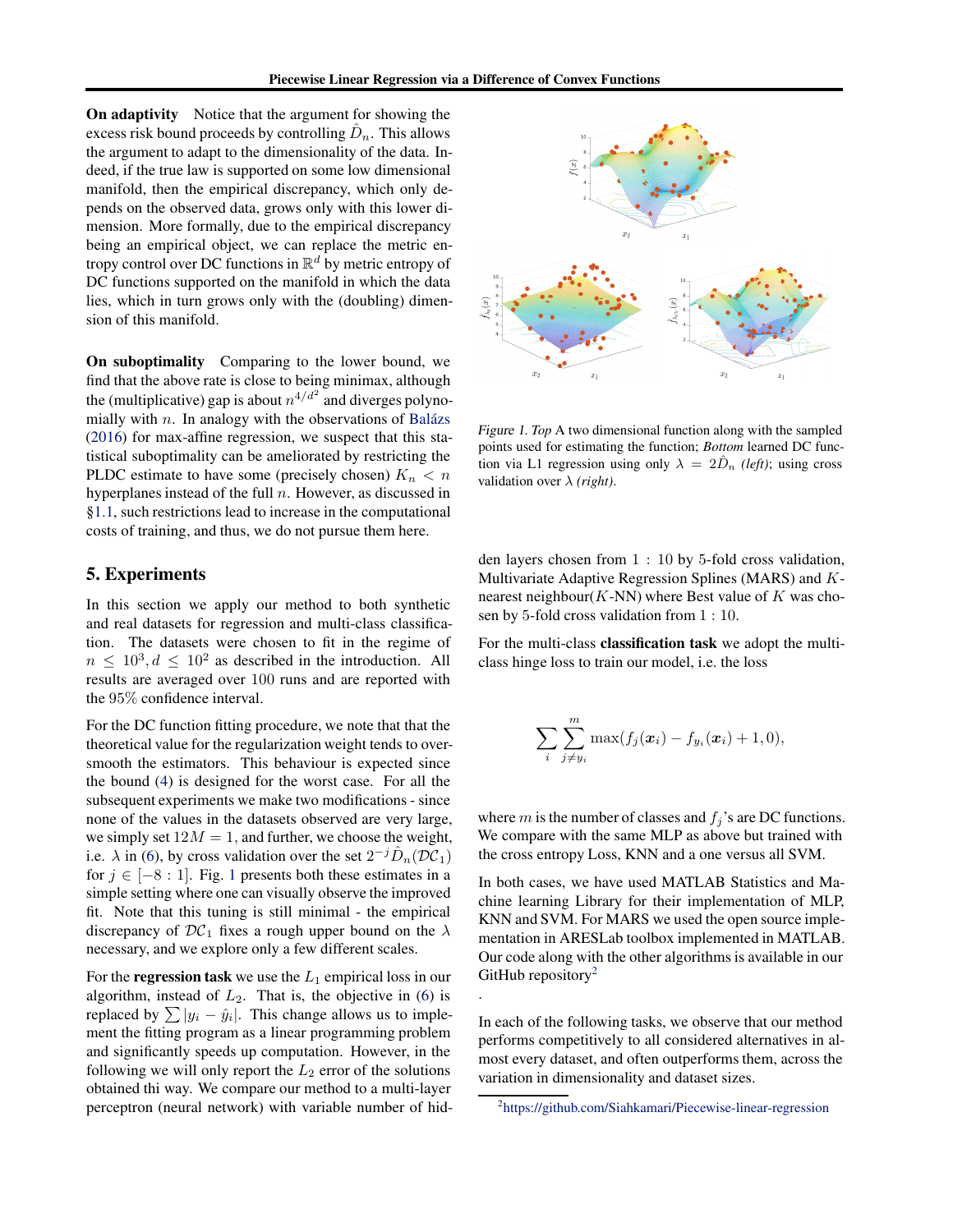**On adaptivity** Notice that the argument for showing the excess risk bound proceeds by controlling $\hat{D}_n$. This allows the argument to adapt to the dimensionality of the data. Indeed, if the true law is supported on some low dimensional manifold, then the empirical discrepancy, which only depends on the observed data, grows only with this lower dimension. More formally, due to the empirical discrepancy being an empirical object, we can replace the metric entropy control over DC functions in $\mathbb{R}^d$ by metric entropy of DC functions supported on the manifold in which the data lies, which in turn grows only with the (doubling) dimension of this manifold.

**On suboptimality** Comparing to the lower bound, we find that the above rate is close to being minimax, although the (multiplicative) gap is about $n^{4/d^2}$ and diverges polynomially with $n$. In analogy with the observations of Balázs (2016) for max-affine regression, we suspect that this statistical suboptimality can be ameliorated by restricting the PLDC estimate to have some (precisely chosen) $K_n < n$ hyperplanes instead of the full $n$. However, as discussed in §1.1, such restrictions lead to increase in the computational costs of training, and thus, we do not pursue them here.

Figure 1. *Top* A two dimensional function along with the sampled points used for estimating the function; *Bottom* learned DC function via L1 regression using only $\lambda = 2\hat{D}_n$ *(left)*; using cross validation over $\lambda$ *(right)*.

## 5. Experiments

In this section we apply our method to both synthetic and real datasets for regression and multi-class classification. The datasets were chosen to fit in the regime of $n \leq 10^3, d \leq 10^2$ as described in the introduction. All results are averaged over 100 runs and are reported with the 95% confidence interval.

For the DC function fitting procedure, we note that that the theoretical value for the regularization weight tends to oversmooth the estimators. This behaviour is expected since the bound (4) is designed for the worst case. For all the subsequent experiments we make two modifications - since none of the values in the datasets observed are very large, we simply set $12M = 1$, and further, we choose the weight, i.e. $\lambda$ in (6), by cross validation over the set $2^{-j}\hat{D}_n(\mathcal{DC}_1)$ for $j \in [-8 : 1]$. Fig. 1 presents both these estimates in a simple setting where one can visually observe the improved fit. Note that this tuning is still minimal - the empirical discrepancy of $\mathcal{DC}_1$ fixes a rough upper bound on the $\lambda$ necessary, and we explore only a few different scales.

For the **regression task** we use the $L_1$ empirical loss in our algorithm, instead of $L_2$. That is, the objective in (6) is replaced by $\sum |y_i - \hat{y}_i|$. This change allows us to implement the fitting program as a linear programming problem and significantly speeds up computation. However, in the following we will only report the $L_2$ error of the solutions obtained thi way. We compare our method to a multi-layer perceptron (neural network) with variable number of hidden layers chosen from $1 : 10$ by 5-fold cross validation, Multivariate Adaptive Regression Splines (MARS) and $K$-nearest neighbour($K$-NN) where Best value of $K$ was chosen by 5-fold cross validation from $1 : 10$.

For the multi-class **classification task** we adopt the multi-class hinge loss to train our model, i.e. the loss

$$\sum_i \sum_{j \neq y_i}^{m} \max(f_j(\boldsymbol{x}_i) - f_{y_i}(\boldsymbol{x}_i) + 1, 0),$$

where $m$ is the number of classes and $f_j$'s are DC functions. We compare with the same MLP as above but trained with the cross entropy Loss, KNN and a one versus all SVM.

In both cases, we have used MATLAB Statistics and Machine learning Library for their implementation of MLP, KNN and SVM. For MARS we used the open source implementation in ARESLab toolbox implemented in MATLAB. Our code along with the other algorithms is available in our GitHub repository[2]

.

In each of the following tasks, we observe that our method performs competitively to all considered alternatives in almost every dataset, and often outperforms them, across the variation in dimensionality and dataset sizes.

[2] https://github.com/Siahkamari/Piecewise-linear-regression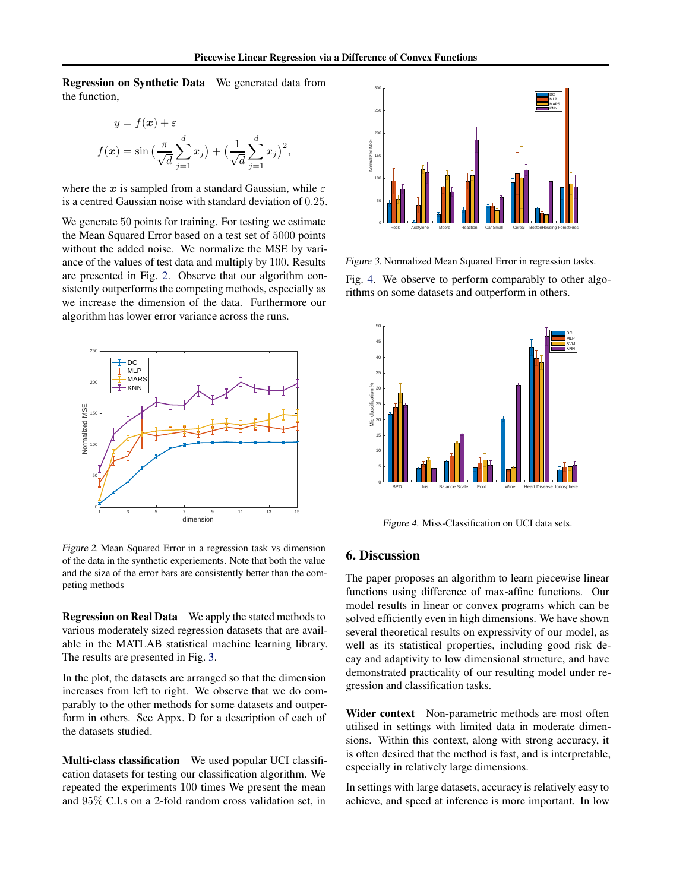**Regression on Synthetic Data** We generated data from the function,

$$y = f(\boldsymbol{x}) + \varepsilon$$

$$f(\boldsymbol{x}) = \sin\big(\frac{\pi}{\sqrt{d}}\sum_{j=1}^{d} x_j\big) + \big(\frac{1}{\sqrt{d}}\sum_{j=1}^{d} x_j\big)^2,$$

where the $\boldsymbol{x}$ is sampled from a standard Gaussian, while $\varepsilon$ is a centred Gaussian noise with standard deviation of $0.25$.

We generate $50$ points for training. For testing we estimate the Mean Squared Error based on a test set of $5000$ points without the added noise. We normalize the MSE by variance of the values of test data and multiply by $100$. Results are presented in Fig. 2. Observe that our algorithm consistently outperforms the competing methods, especially as we increase the dimension of the data. Furthermore our algorithm has lower error variance across the runs.

*Figure 2.* Mean Squared Error in a regression task vs dimension of the data in the synthetic experiements. Note that both the value and the size of the error bars are consistently better than the competing methods

**Regression on Real Data** We apply the stated methods to various moderately sized regression datasets that are available in the MATLAB statistical machine learning library. The results are presented in Fig. 3.

In the plot, the datasets are arranged so that the dimension increases from left to right. We observe that we do comparably to the other methods for some datasets and outperform in others. See Appx. D for a description of each of the datasets studied.

**Multi-class classification** We used popular UCI classification datasets for testing our classification algorithm. We repeated the experiments $100$ times We present the mean and $95\%$ C.I.s on a 2-fold random cross validation set, in Fig. 4. We observe to perform comparably to other algorithms on some datasets and outperform in others.

*Figure 3.* Normalized Mean Squared Error in regression tasks.

*Figure 4.* Miss-Classification on UCI data sets.

## 6. Discussion

The paper proposes an algorithm to learn piecewise linear functions using difference of max-affine functions. Our model results in linear or convex programs which can be solved efficiently even in high dimensions. We have shown several theoretical results on expressivity of our model, as well as its statistical properties, including good risk decay and adaptivity to low dimensional structure, and have demonstrated practicality of our resulting model under regression and classification tasks.

**Wider context** Non-parametric methods are most often utilised in settings with limited data in moderate dimensions. Within this context, along with strong accuracy, it is often desired that the method is fast, and is interpretable, especially in relatively large dimensions.

In settings with large datasets, accuracy is relatively easy to achieve, and speed at inference is more important. In low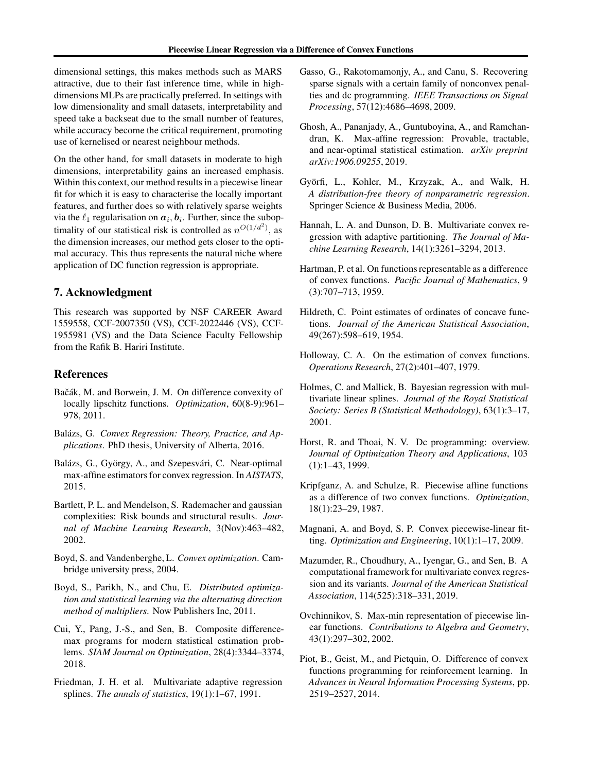dimensional settings, this makes methods such as MARS attractive, due to their fast inference time, while in high-dimensions MLPs are practically preferred. In settings with low dimensionality and small datasets, interpretability and speed take a backseat due to the small number of features, while accuracy become the critical requirement, promoting use of kernelised or nearest neighbour methods.

On the other hand, for small datasets in moderate to high dimensions, interpretability gains an increased emphasis. Within this context, our method results in a piecewise linear fit for which it is easy to characterise the locally important features, and further does so with relatively sparse weights via the $\ell_1$ regularisation on $\boldsymbol{a}_i, \boldsymbol{b}_i$. Further, since the suboptimality of our statistical risk is controlled as $n^{O(1/d^2)}$, as the dimension increases, our method gets closer to the optimal accuracy. This thus represents the natural niche where application of DC function regression is appropriate.

## 7. Acknowledgment

This research was supported by NSF CAREER Award 1559558, CCF-2007350 (VS), CCF-2022446 (VS), CCF-1955981 (VS) and the Data Science Faculty Fellowship from the Rafik B. Hariri Institute.

## References

Bačák, M. and Borwein, J. M. On difference convexity of locally lipschitz functions. *Optimization*, 60(8-9):961–978, 2011.

Balázs, G. *Convex Regression: Theory, Practice, and Applications*. PhD thesis, University of Alberta, 2016.

Balázs, G., György, A., and Szepesvári, C. Near-optimal max-affine estimators for convex regression. In *AISTATS*, 2015.

Bartlett, P. L. and Mendelson, S. Rademacher and gaussian complexities: Risk bounds and structural results. *Journal of Machine Learning Research*, 3(Nov):463–482, 2002.

Boyd, S. and Vandenberghe, L. *Convex optimization*. Cambridge university press, 2004.

Boyd, S., Parikh, N., and Chu, E. *Distributed optimization and statistical learning via the alternating direction method of multipliers*. Now Publishers Inc, 2011.

Cui, Y., Pang, J.-S., and Sen, B. Composite difference-max programs for modern statistical estimation problems. *SIAM Journal on Optimization*, 28(4):3344–3374, 2018.

Friedman, J. H. et al. Multivariate adaptive regression splines. *The annals of statistics*, 19(1):1–67, 1991.

Gasso, G., Rakotomamonjy, A., and Canu, S. Recovering sparse signals with a certain family of nonconvex penalties and dc programming. *IEEE Transactions on Signal Processing*, 57(12):4686–4698, 2009.

Ghosh, A., Pananjady, A., Guntuboyina, A., and Ramchandran, K. Max-affine regression: Provable, tractable, and near-optimal statistical estimation. *arXiv preprint arXiv:1906.09255*, 2019.

Györfi, L., Kohler, M., Krzyzak, A., and Walk, H. *A distribution-free theory of nonparametric regression*. Springer Science & Business Media, 2006.

Hannah, L. A. and Dunson, D. B. Multivariate convex regression with adaptive partitioning. *The Journal of Machine Learning Research*, 14(1):3261–3294, 2013.

Hartman, P. et al. On functions representable as a difference of convex functions. *Pacific Journal of Mathematics*, 9 (3):707–713, 1959.

Hildreth, C. Point estimates of ordinates of concave functions. *Journal of the American Statistical Association*, 49(267):598–619, 1954.

Holloway, C. A. On the estimation of convex functions. *Operations Research*, 27(2):401–407, 1979.

Holmes, C. and Mallick, B. Bayesian regression with multivariate linear splines. *Journal of the Royal Statistical Society: Series B (Statistical Methodology)*, 63(1):3–17, 2001.

Horst, R. and Thoai, N. V. Dc programming: overview. *Journal of Optimization Theory and Applications*, 103 (1):1–43, 1999.

Kripfganz, A. and Schulze, R. Piecewise affine functions as a difference of two convex functions. *Optimization*, 18(1):23–29, 1987.

Magnani, A. and Boyd, S. P. Convex piecewise-linear fitting. *Optimization and Engineering*, 10(1):1–17, 2009.

Mazumder, R., Choudhury, A., Iyengar, G., and Sen, B. A computational framework for multivariate convex regression and its variants. *Journal of the American Statistical Association*, 114(525):318–331, 2019.

Ovchinnikov, S. Max-min representation of piecewise linear functions. *Contributions to Algebra and Geometry*, 43(1):297–302, 2002.

Piot, B., Geist, M., and Pietquin, O. Difference of convex functions programming for reinforcement learning. In *Advances in Neural Information Processing Systems*, pp. 2519–2527, 2014.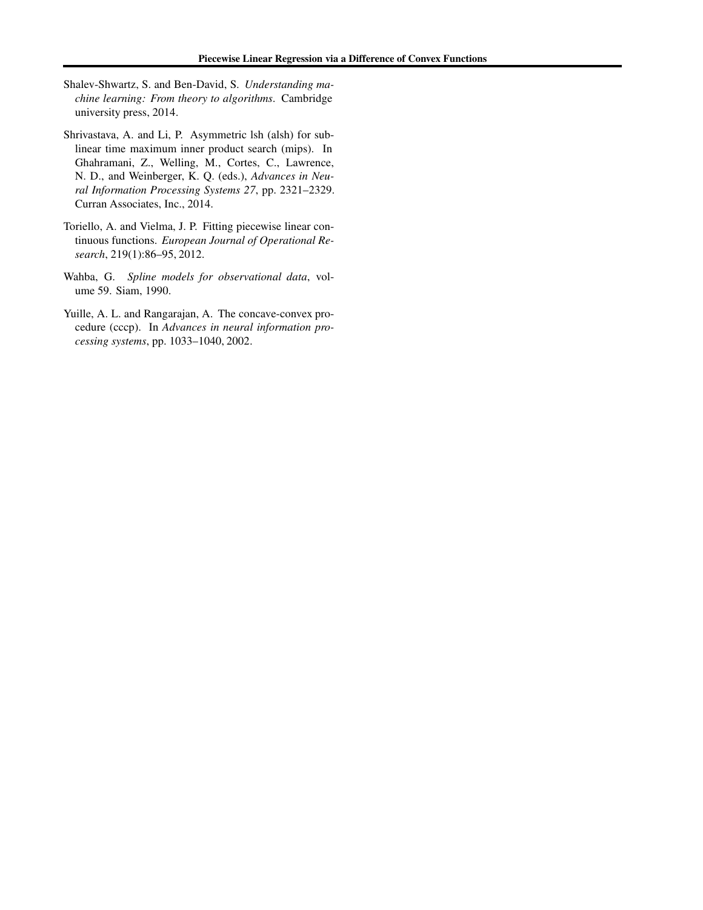Shalev-Shwartz, S. and Ben-David, S. *Understanding machine learning: From theory to algorithms*. Cambridge university press, 2014.

Shrivastava, A. and Li, P. Asymmetric lsh (alsh) for sublinear time maximum inner product search (mips). In Ghahramani, Z., Welling, M., Cortes, C., Lawrence, N. D., and Weinberger, K. Q. (eds.), *Advances in Neural Information Processing Systems 27*, pp. 2321–2329. Curran Associates, Inc., 2014.

Toriello, A. and Vielma, J. P. Fitting piecewise linear continuous functions. *European Journal of Operational Research*, 219(1):86–95, 2012.

Wahba, G. *Spline models for observational data*, volume 59. Siam, 1990.

Yuille, A. L. and Rangarajan, A. The concave-convex procedure (cccp). In *Advances in neural information processing systems*, pp. 1033–1040, 2002.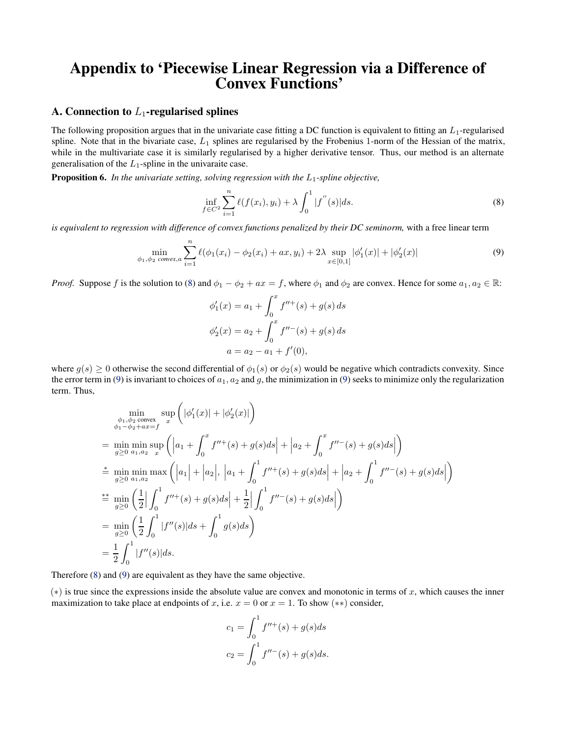# Appendix to 'Piecewise Linear Regression via a Difference of Convex Functions'

## A. Connection to $L_1$-regularised splines

The following proposition argues that in the univariate case fitting a DC function is equivalent to fitting an $L_1$-regularised spline. Note that in the bivariate case, $L_1$ splines are regularised by the Frobenius 1-norm of the Hessian of the matrix, while in the multivariate case it is similarly regularised by a higher derivative tensor. Thus, our method is an alternate generalisation of the $L_1$-spline in the univaraite case.

**Proposition 6.** *In the univariate setting, solving regression with the $L_1$-spline objective,*

$$\inf_{f \in C^2} \sum_{i=1}^{n} \ell(f(x_i), y_i) + \lambda \int_0^1 |f^{''}(s)| ds. \tag{8}$$

*is equivalent to regression with difference of convex functions penalized by their DC seminorm,* with a free linear term

$$\min_{\phi_1, \phi_2 \text{ convex}, a} \sum_{i=1}^{n} \ell(\phi_1(x_i) - \phi_2(x_i) + ax, y_i) + 2\lambda \sup_{x \in [0,1]} |\phi_1'(x)| + |\phi_2'(x)| \tag{9}$$

*Proof.* Suppose $f$ is the solution to (8) and $\phi_1 - \phi_2 + ax = f$, where $\phi_1$ and $\phi_2$ are convex. Hence for some $a_1, a_2 \in \mathbb{R}$:

$$\phi_1'(x) = a_1 + \int_0^x f''^{+}(s) + g(s)\, ds$$
$$\phi_2'(x) = a_2 + \int_0^x f''^{-}(s) + g(s)\, ds$$
$$a = a_2 - a_1 + f'(0),$$

where $g(s) \geq 0$ otherwise the second differential of $\phi_1(s)$ or $\phi_2(s)$ would be negative which contradicts convexity. Since the error term in (9) is invariant to choices of $a_1, a_2$ and $g$, the minimization in (9) seeks to minimize only the regularization term. Thus,

$$
\begin{aligned}
&\min_{\substack{\phi_1, \phi_2 \text{ convex} \\ \phi_1 - \phi_2 + ax = f}} \sup_x \left( |\phi_1'(x)| + |\phi_2'(x)| \right) \\
&= \min_{g \geq 0} \min_{a_1, a_2} \sup_x \left( \left| a_1 + \int_0^x f''^{+}(s) + g(s) ds \right| + \left| a_2 + \int_0^x f''^{-}(s) + g(s) ds \right| \right) \\
&\overset{*}{=} \min_{g \geq 0} \min_{a_1, a_2} \max \left( \left| a_1 \right| + \left| a_2 \right|, \left| a_1 + \int_0^1 f''^{+}(s) + g(s) ds \right| + \left| a_2 + \int_0^1 f''^{-}(s) + g(s) ds \right| \right) \\
&\overset{**}{=} \min_{g \geq 0} \left( \frac{1}{2} \left| \int_0^1 f''^{+}(s) + g(s) ds \right| + \frac{1}{2} \left| \int_0^1 f''^{-}(s) + g(s) ds \right| \right) \\
&= \min_{g \geq 0} \left( \frac{1}{2} \int_0^1 |f''(s)| ds + \int_0^1 g(s) ds \right) \\
&= \frac{1}{2} \int_0^1 |f''(s)| ds.
\end{aligned}
$$

Therefore (8) and (9) are equivalent as they have the same objective.

$(*)$ is true since the expressions inside the absolute value are convex and monotonic in terms of $x$, which causes the inner maximization to take place at endpoints of $x$, i.e. $x = 0$ or $x = 1$. To show $(**)$ consider,

$$c_1 = \int_0^1 f''^{+}(s) + g(s) ds$$
$$c_2 = \int_0^1 f''^{-}(s) + g(s) ds.$$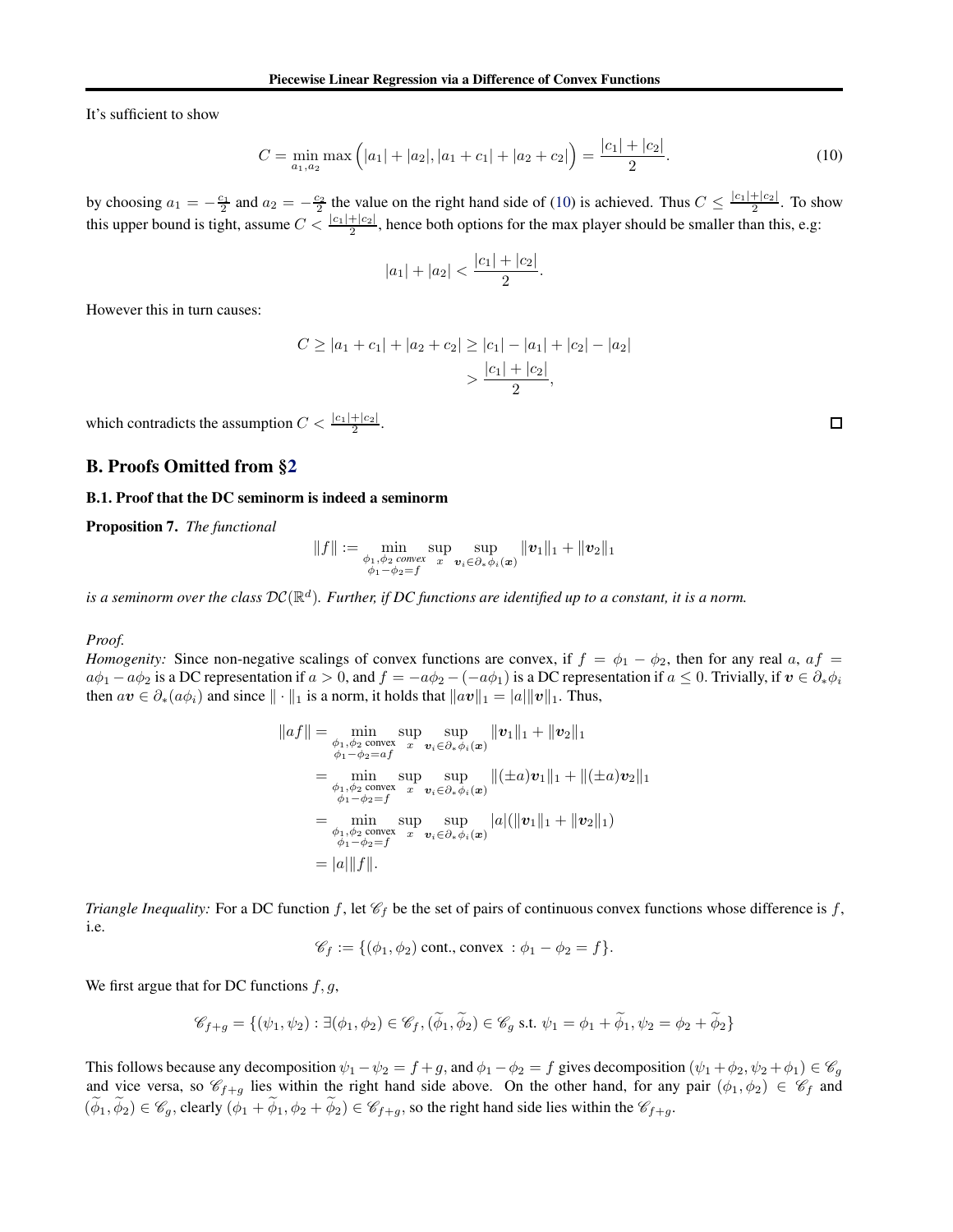It's sufficient to show

$$C = \min_{a_1, a_2} \max \Big( |a_1| + |a_2|, |a_1 + c_1| + |a_2 + c_2| \Big) = \frac{|c_1| + |c_2|}{2}. \tag{10}$$

by choosing $a_1 = -\frac{c_1}{2}$ and $a_2 = -\frac{c_2}{2}$ the value on the right hand side of (10) is achieved. Thus $C \leq \frac{|c_1|+|c_2|}{2}$. To show this upper bound is tight, assume $C < \frac{|c_1|+|c_2|}{2}$, hence both options for the max player should be smaller than this, e.g:

$$|a_1| + |a_2| < \frac{|c_1| + |c_2|}{2}.$$

However this in turn causes:

$$\begin{aligned} C \geq |a_1 + c_1| + |a_2 + c_2| &\geq |c_1| - |a_1| + |c_2| - |a_2| \\ &> \frac{|c_1| + |c_2|}{2}, \end{aligned}$$

which contradicts the assumption $C < \frac{|c_1|+|c_2|}{2}$. ◻

## B. Proofs Omitted from §2

### B.1. Proof that the DC seminorm is indeed a seminorm

**Proposition 7.** *The functional*

$$\|f\| := \min_{\substack{\phi_1, \phi_2 \text{ convex} \\ \phi_1 - \phi_2 = f}} \sup_{x} \sup_{\boldsymbol{v}_i \in \partial_* \phi_i(\boldsymbol{x})} \|\boldsymbol{v}_1\|_1 + \|\boldsymbol{v}_2\|_1$$

*is a seminorm over the class $\mathcal{DC}(\mathbb{R}^d)$. Further, if DC functions are identified up to a constant, it is a norm.*

*Proof.*
*Homogenity:* Since non-negative scalings of convex functions are convex, if $f = \phi_1 - \phi_2$, then for any real $a$, $af = a\phi_1 - a\phi_2$ is a DC representation if $a > 0$, and $f = -a\phi_2 - (-a\phi_1)$ is a DC representation if $a \leq 0$. Trivially, if $\boldsymbol{v} \in \partial_* \phi_i$ then $a\boldsymbol{v} \in \partial_*(a\phi_i)$ and since $\|\cdot\|_1$ is a norm, it holds that $\|a\boldsymbol{v}\|_1 = |a|\|\boldsymbol{v}\|_1$. Thus,

$$\begin{aligned} \|af\| &= \min_{\substack{\phi_1, \phi_2 \text{ convex} \\ \phi_1 - \phi_2 = af}} \sup_{x} \sup_{\boldsymbol{v}_i \in \partial_* \phi_i(\boldsymbol{x})} \|\boldsymbol{v}_1\|_1 + \|\boldsymbol{v}_2\|_1 \\ &= \min_{\substack{\phi_1, \phi_2 \text{ convex} \\ \phi_1 - \phi_2 = f}} \sup_{x} \sup_{\boldsymbol{v}_i \in \partial_* \phi_i(\boldsymbol{x})} \|(\pm a)\boldsymbol{v}_1\|_1 + \|(\pm a)\boldsymbol{v}_2\|_1 \\ &= \min_{\substack{\phi_1, \phi_2 \text{ convex} \\ \phi_1 - \phi_2 = f}} \sup_{x} \sup_{\boldsymbol{v}_i \in \partial_* \phi_i(\boldsymbol{x})} |a|(\|\boldsymbol{v}_1\|_1 + \|\boldsymbol{v}_2\|_1) \\ &= |a|\|f\|. \end{aligned}$$

*Triangle Inequality:* For a DC function $f$, let $\mathscr{C}_f$ be the set of pairs of continuous convex functions whose difference is $f$, i.e.

$$\mathscr{C}_f := \{(\phi_1, \phi_2) \text{ cont., convex } : \phi_1 - \phi_2 = f\}.$$

We first argue that for DC functions $f, g$,

$$\mathscr{C}_{f+g} = \{(\psi_1, \psi_2) : \exists (\phi_1, \phi_2) \in \mathscr{C}_f, (\widetilde{\phi}_1, \widetilde{\phi}_2) \in \mathscr{C}_g \text{ s.t. } \psi_1 = \phi_1 + \widetilde{\phi}_1, \psi_2 = \phi_2 + \widetilde{\phi}_2\}$$

This follows because any decomposition $\psi_1 - \psi_2 = f + g$, and $\phi_1 - \phi_2 = f$ gives decomposition $(\psi_1 + \phi_2, \psi_2 + \phi_1) \in \mathscr{C}_g$ and vice versa, so $\mathscr{C}_{f+g}$ lies within the right hand side above. On the other hand, for any pair $(\phi_1, \phi_2) \in \mathscr{C}_f$ and $(\widetilde{\phi}_1, \widetilde{\phi}_2) \in \mathscr{C}_g$, clearly $(\phi_1 + \widetilde{\phi}_1, \phi_2 + \widetilde{\phi}_2) \in \mathscr{C}_{f+g}$, so the right hand side lies within the $\mathscr{C}_{f+g}$.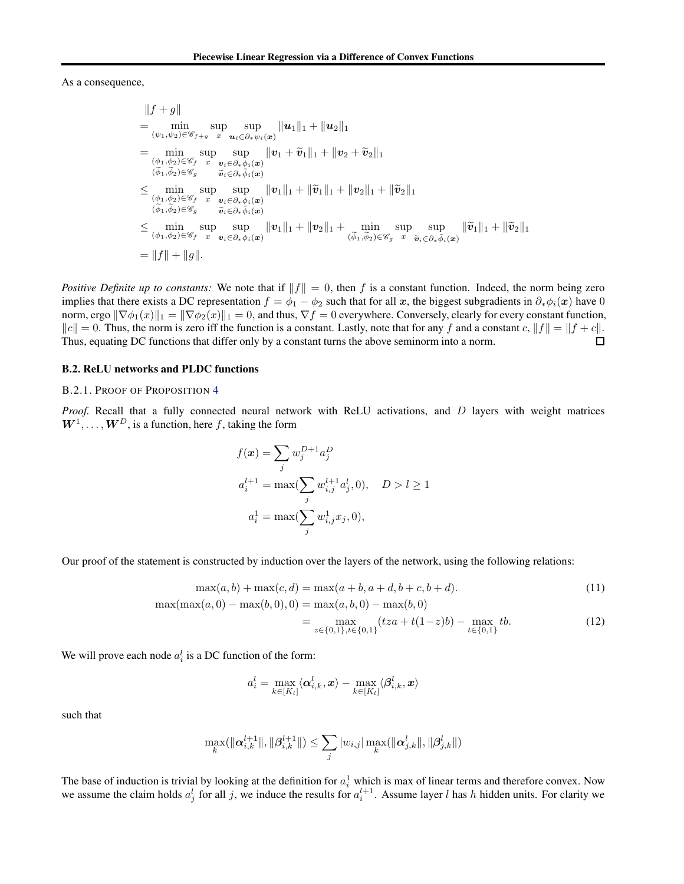As a consequence,

$$
\begin{aligned}
&\|f+g\| \\
&= \min_{(\psi_1,\psi_2)\in\mathscr{C}_{f+g}} \sup_{x} \sup_{\boldsymbol{u}_i\in\partial_*\psi_i(\boldsymbol{x})} \|\boldsymbol{u}_1\|_1 + \|\boldsymbol{u}_2\|_1 \\
&= \min_{\substack{(\phi_1,\phi_2)\in\mathscr{C}_f \\ (\widetilde{\phi}_1,\widetilde{\phi}_2)\in\mathscr{C}_g}} \sup_{x} \sup_{\substack{\boldsymbol{v}_i\in\partial_*\phi_i(\boldsymbol{x}) \\ \widetilde{\boldsymbol{v}}_i\in\partial_*\tilde{\phi}_i(\boldsymbol{x})}} \|\boldsymbol{v}_1+\widetilde{\boldsymbol{v}}_1\|_1 + \|\boldsymbol{v}_2+\widetilde{\boldsymbol{v}}_2\|_1 \\
&\leq \min_{\substack{(\phi_1,\phi_2)\in\mathscr{C}_f \\ (\widetilde{\phi}_1,\widetilde{\phi}_2)\in\mathscr{C}_g}} \sup_{x} \sup_{\substack{\boldsymbol{v}_i\in\partial_*\phi_i(\boldsymbol{x}) \\ \widetilde{\boldsymbol{v}}_i\in\partial_*\tilde{\phi}_i(\boldsymbol{x})}} \|\boldsymbol{v}_1\|_1 + \|\widetilde{\boldsymbol{v}}_1\|_1 + \|\boldsymbol{v}_2\|_1 + \|\widetilde{\boldsymbol{v}}_2\|_1 \\
&\leq \min_{(\phi_1,\phi_2)\in\mathscr{C}_f} \sup_{x} \sup_{\boldsymbol{v}_i\in\partial_*\phi_i(\boldsymbol{x})} \|\boldsymbol{v}_1\|_1 + \|\boldsymbol{v}_2\|_1 + \min_{(\widetilde{\phi}_1,\widetilde{\phi}_2)\in\mathscr{C}_g} \sup_{x} \sup_{\widetilde{\boldsymbol{v}}_i\in\partial_*\tilde{\phi}_i(\boldsymbol{x})} \|\widetilde{\boldsymbol{v}}_1\|_1 + \|\widetilde{\boldsymbol{v}}_2\|_1 \\
&= \|f\| + \|g\|.
\end{aligned}
$$

*Positive Definite up to constants:* We note that if $\|f\| = 0$, then $f$ is a constant function. Indeed, the norm being zero implies that there exists a DC representation $f = \phi_1 - \phi_2$ such that for all $\boldsymbol{x}$, the biggest subgradients in $\partial_*\phi_i(\boldsymbol{x})$ have 0 norm, ergo $\|\nabla\phi_1(x)\|_1 = \|\nabla\phi_2(x)\|_1 = 0$, and thus, $\nabla f = 0$ everywhere. Conversely, clearly for every constant function, $\|c\| = 0$. Thus, the norm is zero iff the function is a constant. Lastly, note that for any $f$ and a constant $c$, $\|f\| = \|f + c\|$. Thus, equating DC functions that differ only by a constant turns the above seminorm into a norm. □

### B.2. ReLU networks and PLDC functions

#### B.2.1. Proof of Proposition 4

*Proof.* Recall that a fully connected neural network with ReLU activations, and $D$ layers with weight matrices $\boldsymbol{W}^1, \ldots, \boldsymbol{W}^D$, is a function, here $f$, taking the form

$$
\begin{aligned}
f(\boldsymbol{x}) &= \sum_j w_j^{D+1} a_j^D \\
a_i^{l+1} &= \max(\sum_j w_{i,j}^{l+1} a_j^l, 0), \quad D > l \geq 1 \\
a_i^1 &= \max(\sum_j w_{i,j}^1 x_j, 0),
\end{aligned}
$$

Our proof of the statement is constructed by induction over the layers of the network, using the following relations:

$$
\max(a,b) + \max(c,d) = \max(a+b, a+d, b+c, b+d). \tag{11}
$$

$$
\begin{aligned}
\max(\max(a,0) - \max(b,0), 0) &= \max(a,b,0) - \max(b,0) \\
&= \max_{z\in\{0,1\},t\in\{0,1\}} (tza + t(1-z)b) - \max_{t\in\{0,1\}} tb.
\end{aligned} \tag{12}
$$

We will prove each node $a_i^l$ is a DC function of the form:

$$
a_i^l = \max_{k\in[K_l]} \langle \boldsymbol{\alpha}_{i,k}^l, \boldsymbol{x} \rangle - \max_{k\in[K_l]} \langle \boldsymbol{\beta}_{i,k}^l, \boldsymbol{x} \rangle
$$

such that

$$
\max_k(\|\boldsymbol{\alpha}_{i,k}^{l+1}\|, \|\boldsymbol{\beta}_{i,k}^{l+1}\|) \leq \sum_j |w_{i,j}| \max_k(\|\boldsymbol{\alpha}_{j,k}^l\|, \|\boldsymbol{\beta}_{j,k}^l\|)
$$

The base of induction is trivial by looking at the definition for $a_i^1$ which is max of linear terms and therefore convex. Now we assume the claim holds $a_j^l$ for all $j$, we induce the results for $a_i^{l+1}$. Assume layer $l$ has $h$ hidden units. For clarity we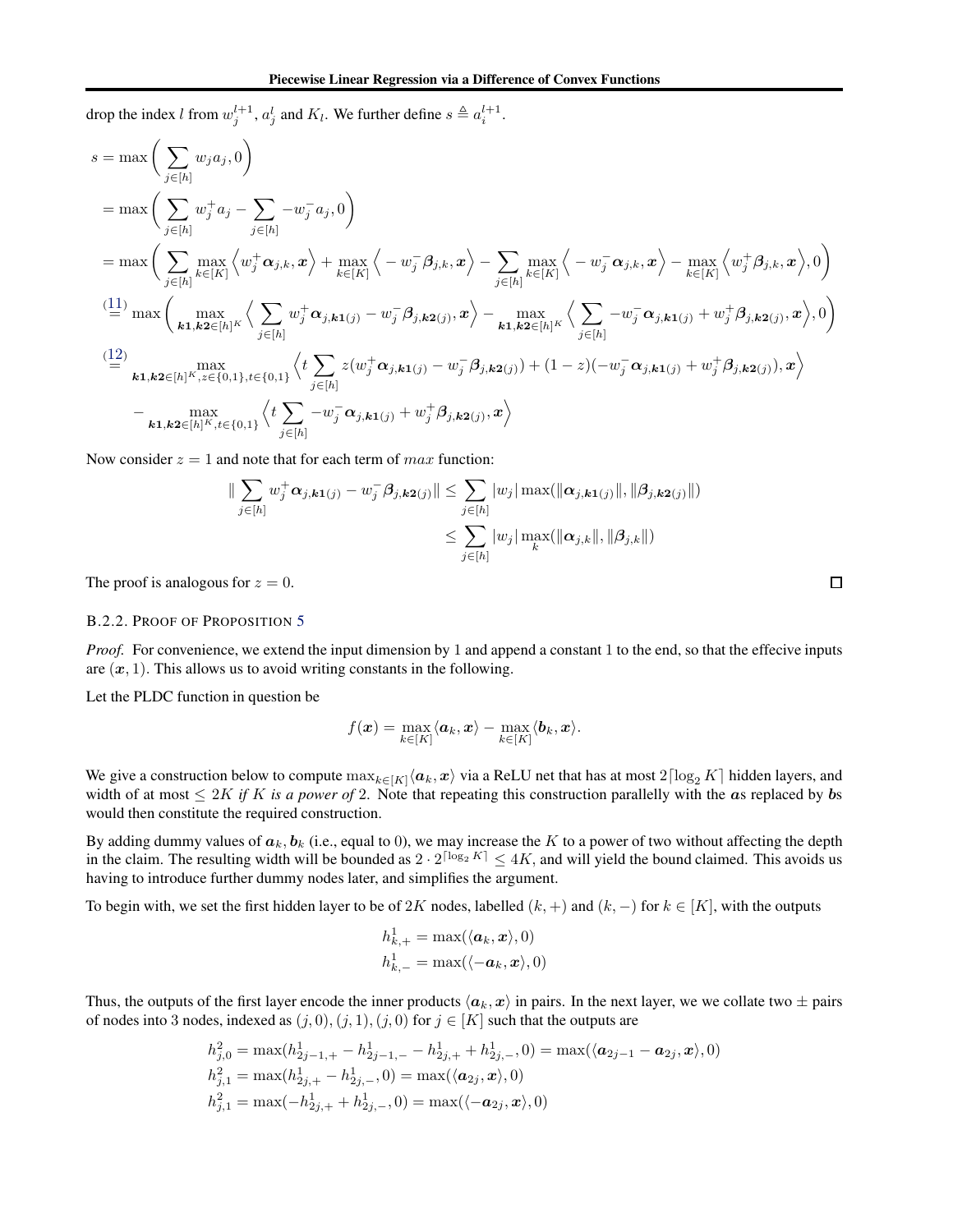drop the index $l$ from $w_j^{l+1}$, $a_j^l$ and $K_l$. We further define $s \triangleq a_i^{l+1}$.

$$
\begin{aligned}
s &= \max\bigg(\sum_{j\in[h]} w_j a_j, 0\bigg) \\
&= \max\bigg(\sum_{j\in[h]} w_j^+ a_j - \sum_{j\in[h]} -w_j^- a_j, 0\bigg) \\
&= \max\bigg(\sum_{j\in[h]} \max_{k\in[K]} \Big\langle w_j^+ \boldsymbol{\alpha}_{j,k}, \boldsymbol{x}\Big\rangle + \max_{k\in[K]} \Big\langle -w_j^- \boldsymbol{\beta}_{j,k}, \boldsymbol{x}\Big\rangle - \sum_{j\in[h]} \max_{k\in[K]} \Big\langle -w_j^- \boldsymbol{\alpha}_{j,k}, \boldsymbol{x}\Big\rangle - \max_{k\in[K]} \Big\langle w_j^+ \boldsymbol{\beta}_{j,k}, \boldsymbol{x}\Big\rangle, 0\bigg) \\
&\overset{(11)}{=} \max\bigg(\max_{\boldsymbol{k1},\boldsymbol{k2}\in[h]^K} \Big\langle \sum_{j\in[h]} w_j^+ \boldsymbol{\alpha}_{j,\boldsymbol{k1}(j)} - w_j^- \boldsymbol{\beta}_{j,\boldsymbol{k2}(j)}, \boldsymbol{x}\Big\rangle - \max_{\boldsymbol{k1},\boldsymbol{k2}\in[h]^K} \Big\langle \sum_{j\in[h]} -w_j^- \boldsymbol{\alpha}_{j,\boldsymbol{k1}(j)} + w_j^+ \boldsymbol{\beta}_{j,\boldsymbol{k2}(j)}, \boldsymbol{x}\Big\rangle, 0\bigg) \\
&\overset{(12)}{=} \max_{\boldsymbol{k1},\boldsymbol{k2}\in[h]^K, z\in\{0,1\}, t\in\{0,1\}} \Big\langle t\sum_{j\in[h]} z(w_j^+ \boldsymbol{\alpha}_{j,\boldsymbol{k1}(j)} - w_j^- \boldsymbol{\beta}_{j,\boldsymbol{k2}(j)}) + (1-z)(-w_j^- \boldsymbol{\alpha}_{j,\boldsymbol{k1}(j)} + w_j^+ \boldsymbol{\beta}_{j,\boldsymbol{k2}(j)}), \boldsymbol{x}\Big\rangle \\
&\quad - \max_{\boldsymbol{k1},\boldsymbol{k2}\in[h]^K, t\in\{0,1\}} \Big\langle t\sum_{j\in[h]} -w_j^- \boldsymbol{\alpha}_{j,\boldsymbol{k1}(j)} + w_j^+ \boldsymbol{\beta}_{j,\boldsymbol{k2}(j)}, \boldsymbol{x}\Big\rangle
\end{aligned}
$$

Now consider $z = 1$ and note that for each term of $max$ function:

$$
\begin{aligned}
\|\sum_{j\in[h]} w_j^+ \boldsymbol{\alpha}_{j,\boldsymbol{k1}(j)} - w_j^- \boldsymbol{\beta}_{j,\boldsymbol{k2}(j)}\| &\le \sum_{j\in[h]} |w_j| \max(\|\boldsymbol{\alpha}_{j,\boldsymbol{k1}(j)}\|, \|\boldsymbol{\beta}_{j,\boldsymbol{k2}(j)}\|) \\
&\le \sum_{j\in[h]} |w_j| \max_k(\|\boldsymbol{\alpha}_{j,k}\|, \|\boldsymbol{\beta}_{j,k}\|)
\end{aligned}
$$

The proof is analogous for $z = 0$. □

### B.2.2. Proof of Proposition 5

*Proof.* For convenience, we extend the input dimension by 1 and append a constant 1 to the end, so that the effecive inputs are $(\boldsymbol{x}, 1)$. This allows us to avoid writing constants in the following.

Let the PLDC function in question be

$$
f(\boldsymbol{x}) = \max_{k\in[K]} \langle \boldsymbol{a}_k, \boldsymbol{x}\rangle - \max_{k\in[K]} \langle \boldsymbol{b}_k, \boldsymbol{x}\rangle.
$$

We give a construction below to compute $\max_{k\in[K]}\langle \boldsymbol{a}_k, \boldsymbol{x}\rangle$ via a ReLU net that has at most $2\lceil \log_2 K\rceil$ hidden layers, and width of at most $\le 2K$ *if $K$ is a power of* 2. Note that repeating this construction parallelly with the $\boldsymbol{a}$s replaced by $\boldsymbol{b}$s would then constitute the required construction.

By adding dummy values of $\boldsymbol{a}_k, \boldsymbol{b}_k$ (i.e., equal to 0), we may increase the $K$ to a power of two without affecting the depth in the claim. The resulting width will be bounded as $2 \cdot 2^{\lceil \log_2 K\rceil} \le 4K$, and will yield the bound claimed. This avoids us having to introduce further dummy nodes later, and simplifies the argument.

To begin with, we set the first hidden layer to be of $2K$ nodes, labelled $(k, +)$ and $(k, -)$ for $k \in [K]$, with the outputs

$$
\begin{aligned}
h_{k,+}^1 &= \max(\langle \boldsymbol{a}_k, \boldsymbol{x}\rangle, 0) \\
h_{k,-}^1 &= \max(\langle -\boldsymbol{a}_k, \boldsymbol{x}\rangle, 0)
\end{aligned}
$$

Thus, the outputs of the first layer encode the inner products $\langle \boldsymbol{a}_k, \boldsymbol{x}\rangle$ in pairs. In the next layer, we we collate two $\pm$ pairs of nodes into 3 nodes, indexed as $(j, 0), (j, 1), (j, 0)$ for $j \in [K]$ such that the outputs are

$$
\begin{aligned}
h_{j,0}^2 &= \max(h_{2j-1,+}^1 - h_{2j-1,-}^1 - h_{2j,+}^1 + h_{2j,-}^1, 0) = \max(\langle \boldsymbol{a}_{2j-1} - \boldsymbol{a}_{2j}, \boldsymbol{x}\rangle, 0) \\
h_{j,1}^2 &= \max(h_{2j,+}^1 - h_{2j,-}^1, 0) = \max(\langle \boldsymbol{a}_{2j}, \boldsymbol{x}\rangle, 0) \\
h_{j,1}^2 &= \max(-h_{2j,+}^1 + h_{2j,-}^1, 0) = \max(\langle -\boldsymbol{a}_{2j}, \boldsymbol{x}\rangle, 0)
\end{aligned}
$$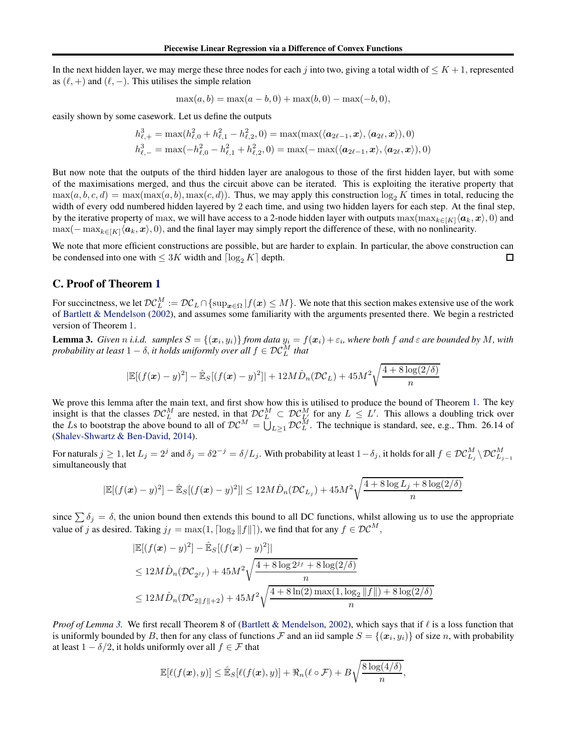In the next hidden layer, we may merge these three nodes for each $j$ into two, giving a total width of $\leq K+1$, represented as $(\ell, +)$ and $(\ell, -)$. This utilises the simple relation

$$\max(a, b) = \max(a-b, 0) + \max(b, 0) - \max(-b, 0),$$

easily shown by some casework. Let us define the outputs

$$h^3_{\ell,+} = \max(h^2_{\ell,0} + h^2_{\ell,1} - h^2_{\ell,2}, 0) = \max(\max(\langle \boldsymbol{a}_{2\ell-1}, \boldsymbol{x}\rangle, \langle \boldsymbol{a}_{2\ell}, \boldsymbol{x}\rangle), 0)$$
$$h^3_{\ell,-} = \max(-h^2_{\ell,0} - h^2_{\ell,1} + h^2_{\ell,2}, 0) = \max(-\max(\langle \boldsymbol{a}_{2\ell-1}, \boldsymbol{x}\rangle, \langle \boldsymbol{a}_{2\ell}, \boldsymbol{x}\rangle), 0)$$

But now note that the outputs of the third hidden layer are analogous to those of the first hidden layer, but with some of the maximisations merged, and thus the circuit above can be iterated. This is exploiting the iterative property that $\max(a, b, c, d) = \max(\max(a, b), \max(c, d))$. Thus, we may apply this construction $\log_2 K$ times in total, reducing the width of every odd numbered hidden layered by 2 each time, and using two hidden layers for each step. At the final step, by the iterative property of max, we will have access to a 2-node hidden layer with outputs $\max(\max_{k\in[K]}\langle \boldsymbol{a}_k, \boldsymbol{x}\rangle, 0)$ and $\max(-\max_{k\in[K]}\langle \boldsymbol{a}_k, \boldsymbol{x}\rangle, 0)$, and the final layer may simply report the difference of these, with no nonlinearity.

We note that more efficient constructions are possible, but are harder to explain. In particular, the above construction can be condensed into one with $\leq 3K$ width and $\lceil \log_2 K \rceil$ depth. ◻

## C. Proof of Theorem 1

For succinctness, we let $\mathcal{DC}_L^M := \mathcal{DC}_L \cap \{\sup_{\boldsymbol{x}\in\Omega} |f(\boldsymbol{x}) \leq M\}$. We note that this section makes extensive use of the work of Bartlett & Mendelson (2002), and assumes some familiarity with the arguments presented there. We begin a restricted version of Theorem 1.

**Lemma 3.** *Given $n$ i.i.d. samples $S = \{(\boldsymbol{x}_i, y_i)\}$ from data $y_i = f(\boldsymbol{x}_i) + \varepsilon_i$, where both $f$ and $\varepsilon$ are bounded by $M$, with probability at least $1-\delta$, it holds uniformly over all $f \in \mathcal{DC}_L^M$ that*

$$|\mathbb{E}[(f(\boldsymbol{x}) - y)^2] - \hat{\mathbb{E}}_S[(f(\boldsymbol{x}) - y)^2]| + 12M\hat{D}_n(\mathcal{DC}_L) + 45M^2\sqrt{\frac{4 + 8\log(2/\delta)}{n}}$$

We prove this lemma after the main text, and first show how this is utilised to produce the bound of Theorem 1. The key insight is that the classes $\mathcal{DC}_L^M$ are nested, in that $\mathcal{DC}_L^M \subset \mathcal{DC}_{L'}^M$ for any $L \leq L'$. This allows a doubling trick over the $L$s to bootstrap the above bound to all of $\mathcal{DC}^M = \bigcup_{L\geq 1} \mathcal{DC}_L^M$. The technique is standard, see, e.g., Thm. 26.14 of (Shalev-Shwartz & Ben-David, 2014).

For naturals $j \geq 1$, let $L_j = 2^j$ and $\delta_j = \delta 2^{-j} = \delta/L_j$. With probability at least $1-\delta_j$, it holds for all $f \in \mathcal{DC}_{L_j}^M \setminus \mathcal{DC}_{L_{j-1}}^M$ simultaneously that

$$|\mathbb{E}[(f(\boldsymbol{x}) - y)^2] - \hat{\mathbb{E}}_S[(f(\boldsymbol{x}) - y)^2]| \leq 12M\hat{D}_n(\mathcal{DC}_{L_j}) + 45M^2\sqrt{\frac{4 + 8\log L_j + 8\log(2/\delta)}{n}}$$

since $\sum \delta_j = \delta$, the union bound then extends this bound to all DC functions, whilst allowing us to use the appropriate value of $j$ as desired. Taking $j_f = \max(1, \lceil \log_2 \|f\| \rceil)$, we find that for any $f \in \mathcal{DC}^M$,

$$\begin{aligned}
&|\mathbb{E}[(f(\boldsymbol{x}) - y)^2] - \hat{\mathbb{E}}_S[(f(\boldsymbol{x}) - y)^2]| \\
&\leq 12M\hat{D}_n(\mathcal{DC}_{2^{j_f}}) + 45M^2\sqrt{\frac{4 + 8\log 2^{j_f} + 8\log(2/\delta)}{n}} \\
&\leq 12M\hat{D}_n(\mathcal{DC}_{2\|f\|+2}) + 45M^2\sqrt{\frac{4 + 8\ln(2)\max(1, \log_2\|f\|) + 8\log(2/\delta)}{n}}
\end{aligned}$$

*Proof of Lemma 3.* We first recall Theorem 8 of (Bartlett & Mendelson, 2002), which says that if $\ell$ is a loss function that is uniformly bounded by $B$, then for any class of functions $\mathcal{F}$ and an iid sample $S = \{(\boldsymbol{x}_i, y_i)\}$ of size $n$, with probability at least $1-\delta/2$, it holds uniformly over all $f \in \mathcal{F}$ that

$$\mathbb{E}[\ell(f(\boldsymbol{x}), y)] \leq \hat{\mathbb{E}}_S[\ell(f(\boldsymbol{x}), y)] + \mathfrak{R}_n(\ell \circ \mathcal{F}) + B\sqrt{\frac{8\log(4/\delta)}{n}},$$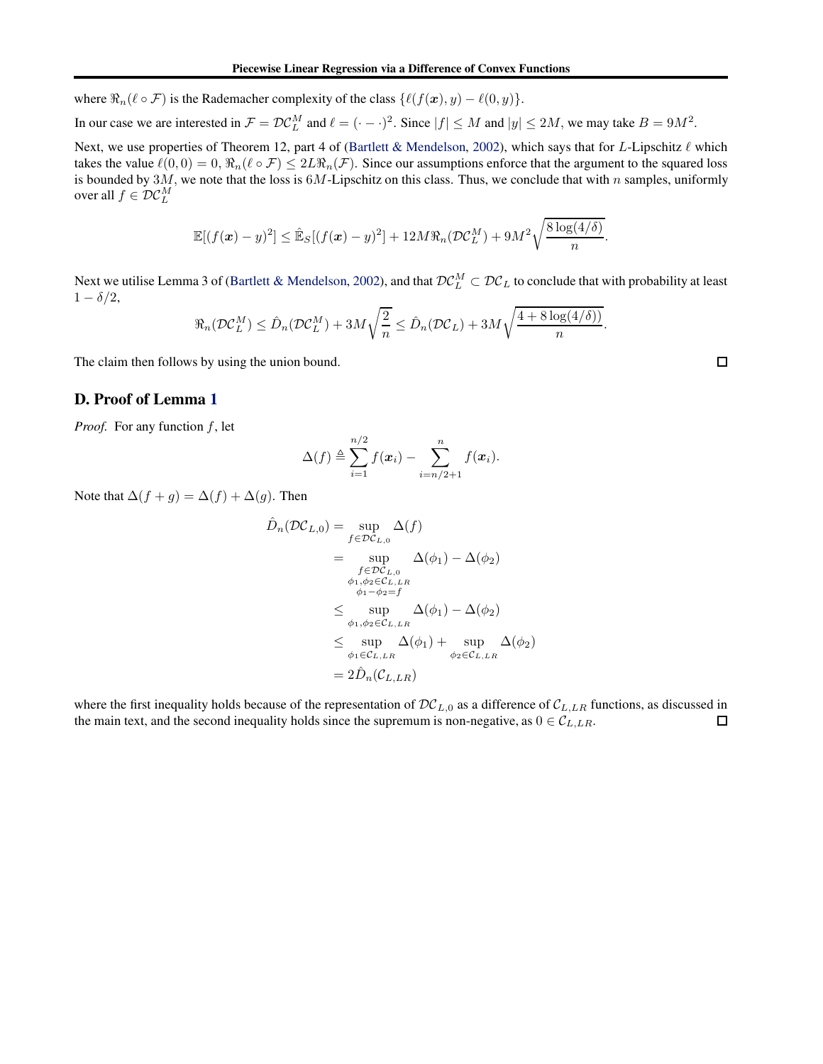where $\mathfrak{R}_n(\ell \circ \mathcal{F})$ is the Rademacher complexity of the class $\{\ell(f(\boldsymbol{x}), y) - \ell(0, y)\}$.

In our case we are interested in $\mathcal{F} = \mathcal{DC}_L^M$ and $\ell = (\cdot - \cdot)^2$. Since $|f| \le M$ and $|y| \le 2M$, we may take $B = 9M^2$.

Next, we use properties of Theorem 12, part 4 of (Bartlett & Mendelson, 2002), which says that for $L$-Lipschitz $\ell$ which takes the value $\ell(0,0) = 0$, $\mathfrak{R}_n(\ell \circ \mathcal{F}) \le 2L\mathfrak{R}_n(\mathcal{F})$. Since our assumptions enforce that the argument to the squared loss is bounded by $3M$, we note that the loss is $6M$-Lipschitz on this class. Thus, we conclude that with $n$ samples, uniformly over all $f \in \mathcal{DC}_L^M$

$$\mathbb{E}[(f(\boldsymbol{x}) - y)^2] \le \hat{\mathbb{E}}_S[(f(\boldsymbol{x}) - y)^2] + 12M\mathfrak{R}_n(\mathcal{DC}_L^M) + 9M^2\sqrt{\frac{8\log(4/\delta)}{n}}.$$

Next we utilise Lemma 3 of (Bartlett & Mendelson, 2002), and that $\mathcal{DC}_L^M \subset \mathcal{DC}_L$ to conclude that with probability at least $1 - \delta/2$,

$$\mathfrak{R}_n(\mathcal{DC}_L^M) \le \hat{D}_n(\mathcal{DC}_L^M) + 3M\sqrt{\frac{2}{n}} \le \hat{D}_n(\mathcal{DC}_L) + 3M\sqrt{\frac{4 + 8\log(4/\delta))}{n}}.$$

The claim then follows by using the union bound. ◻

## D. Proof of Lemma 1

*Proof.* For any function $f$, let

$$\Delta(f) \triangleq \sum_{i=1}^{n/2} f(\boldsymbol{x}_i) - \sum_{i=n/2+1}^{n} f(\boldsymbol{x}_i).$$

Note that $\Delta(f + g) = \Delta(f) + \Delta(g)$. Then

$$\begin{aligned}
\hat{D}_n(\mathcal{DC}_{L,0}) &= \sup_{f \in \mathcal{DC}_{L,0}} \Delta(f) \\
&= \sup_{\substack{f \in \mathcal{DC}_{L,0} \\ \phi_1, \phi_2 \in \mathcal{C}_{L,LR} \\ \phi_1 - \phi_2 = f}} \Delta(\phi_1) - \Delta(\phi_2) \\
&\le \sup_{\phi_1, \phi_2 \in \mathcal{C}_{L,LR}} \Delta(\phi_1) - \Delta(\phi_2) \\
&\le \sup_{\phi_1 \in \mathcal{C}_{L,LR}} \Delta(\phi_1) + \sup_{\phi_2 \in \mathcal{C}_{L,LR}} \Delta(\phi_2) \\
&= 2\hat{D}_n(\mathcal{C}_{L,LR})
\end{aligned}$$

where the first inequality holds because of the representation of $\mathcal{DC}_{L,0}$ as a difference of $\mathcal{C}_{L,LR}$ functions, as discussed in the main text, and the second inequality holds since the supremum is non-negative, as $0 \in \mathcal{C}_{L,LR}$. ◻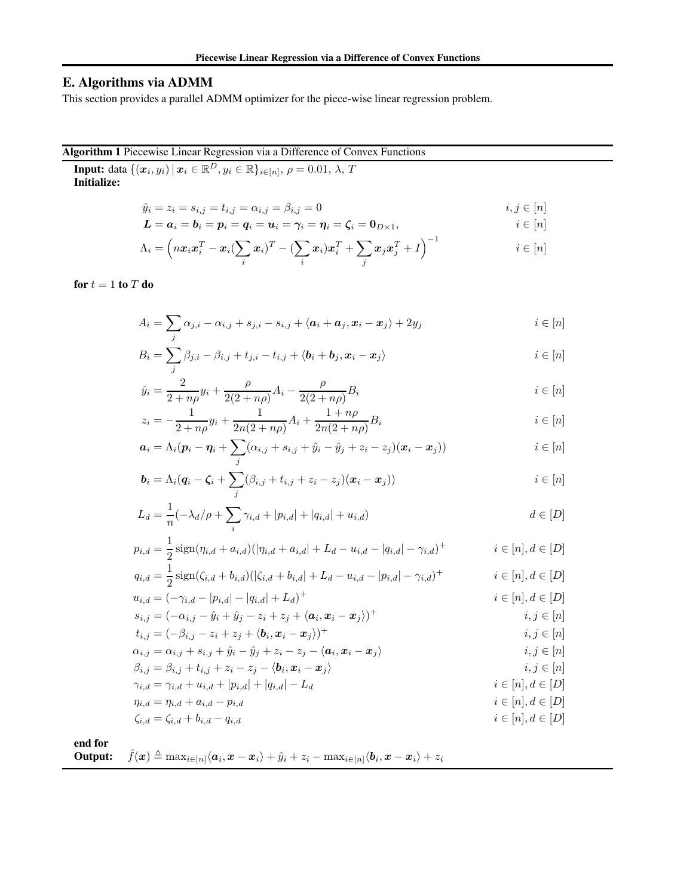## E. Algorithms via ADMM

This section provides a parallel ADMM optimizer for the piece-wise linear regression problem.

---

**Algorithm 1** Piecewise Linear Regression via a Difference of Convex Functions

---

**Input:** data $\{(\boldsymbol{x}_i, y_i) \,|\, \boldsymbol{x}_i \in \mathbb{R}^D, y_i \in \mathbb{R}\}_{i\in[n]}$, $\rho = 0.01$, $\lambda$, $T$

**Initialize:**

$$\hat{y}_i = z_i = s_{i,j} = t_{i,j} = \alpha_{i,j} = \beta_{i,j} = 0 \qquad i,j \in [n]$$

$$\boldsymbol{L} = \boldsymbol{a}_i = \boldsymbol{b}_i = \boldsymbol{p}_i = \boldsymbol{q}_i = \boldsymbol{u}_i = \boldsymbol{\gamma}_i = \boldsymbol{\eta}_i = \boldsymbol{\zeta}_i = \boldsymbol{0}_{D\times 1}, \qquad i \in [n]$$

$$\Lambda_i = \Big(n\boldsymbol{x}_i\boldsymbol{x}_i^T - \boldsymbol{x}_i(\sum_i \boldsymbol{x}_i)^T - (\sum_i \boldsymbol{x}_i)\boldsymbol{x}_i^T + \sum_j \boldsymbol{x}_j\boldsymbol{x}_j^T + I\Big)^{-1} \qquad i \in [n]$$

**for** $t = 1$ **to** $T$ **do**

$$A_i = \sum_j \alpha_{j,i} - \alpha_{i,j} + s_{j,i} - s_{i,j} + \langle \boldsymbol{a}_i + \boldsymbol{a}_j, \boldsymbol{x}_i - \boldsymbol{x}_j\rangle + 2y_j \qquad i \in [n]$$

$$B_i = \sum_j \beta_{j,i} - \beta_{i,j} + t_{j,i} - t_{i,j} + \langle \boldsymbol{b}_i + \boldsymbol{b}_j, \boldsymbol{x}_i - \boldsymbol{x}_j\rangle \qquad i \in [n]$$

$$\hat{y}_i = \frac{2}{2+n\rho}y_i + \frac{\rho}{2(2+n\rho)}A_i - \frac{\rho}{2(2+n\rho)}B_i \qquad i \in [n]$$

$$z_i = -\frac{1}{2+n\rho}y_i + \frac{1}{2n(2+n\rho)}A_i + \frac{1+n\rho}{2n(2+n\rho)}B_i \qquad i \in [n]$$

$$\boldsymbol{a}_i = \Lambda_i(\boldsymbol{p}_i - \boldsymbol{\eta}_i + \sum_j(\alpha_{i,j} + s_{i,j} + \hat{y}_i - \hat{y}_j + z_i - z_j)(\boldsymbol{x}_i - \boldsymbol{x}_j)) \qquad i \in [n]$$

$$\boldsymbol{b}_i = \Lambda_i(\boldsymbol{q}_i - \boldsymbol{\zeta}_i + \sum_j(\beta_{i,j} + t_{i,j} + z_i - z_j)(\boldsymbol{x}_i - \boldsymbol{x}_j)) \qquad i \in [n]$$

$$L_d = \frac{1}{n}(-\lambda_d/\rho + \sum_i \gamma_{i,d} + |p_{i,d}| + |q_{i,d}| + u_{i,d}) \qquad d \in [D]$$

$$p_{i,d} = \frac{1}{2}\,\mathrm{sign}(\eta_{i,d} + a_{i,d})(|\eta_{i,d} + a_{i,d}| + L_d - u_{i,d} - |q_{i,d}| - \gamma_{i,d})^+ \qquad i \in [n], d \in [D]$$

$$q_{i,d} = \frac{1}{2}\,\mathrm{sign}(\zeta_{i,d} + b_{i,d})(|\zeta_{i,d} + b_{i,d}| + L_d - u_{i,d} - |p_{i,d}| - \gamma_{i,d})^+ \qquad i \in [n], d \in [D]$$

$$u_{i,d} = (-\gamma_{i,d} - |p_{i,d}| - |q_{i,d}| + L_d)^+ \qquad i \in [n], d \in [D]$$

$$s_{i,j} = (-\alpha_{i,j} - \hat{y}_i + \hat{y}_j - z_i + z_j + \langle \boldsymbol{a}_i, \boldsymbol{x}_i - \boldsymbol{x}_j\rangle)^+ \qquad i,j \in [n]$$

$$t_{i,j} = (-\beta_{i,j} - z_i + z_j + \langle \boldsymbol{b}_i, \boldsymbol{x}_i - \boldsymbol{x}_j\rangle)^+ \qquad i,j \in [n]$$

$$\alpha_{i,j} = \alpha_{i,j} + s_{i,j} + \hat{y}_i - \hat{y}_j + z_i - z_j - \langle \boldsymbol{a}_i, \boldsymbol{x}_i - \boldsymbol{x}_j\rangle \qquad i,j \in [n]$$

$$\beta_{i,j} = \beta_{i,j} + t_{i,j} + z_i - z_j - \langle \boldsymbol{b}_i, \boldsymbol{x}_i - \boldsymbol{x}_j\rangle \qquad i,j \in [n]$$

$$\gamma_{i,d} = \gamma_{i,d} + u_{i,d} + |p_{i,d}| + |q_{i,d}| - L_d \qquad i \in [n], d \in [D]$$

$$\eta_{i,d} = \eta_{i,d} + a_{i,d} - p_{i,d} \qquad i \in [n], d \in [D]$$

$$\zeta_{i,d} = \zeta_{i,d} + b_{i,d} - q_{i,d} \qquad i \in [n], d \in [D]$$

**end for**

**Output:** $\hat{f}(\boldsymbol{x}) \triangleq \max_{i\in[n]}\langle \boldsymbol{a}_i, \boldsymbol{x} - \boldsymbol{x}_i\rangle + \hat{y}_i + z_i - \max_{i\in[n]}\langle \boldsymbol{b}_i, \boldsymbol{x} - \boldsymbol{x}_i\rangle + z_i$

---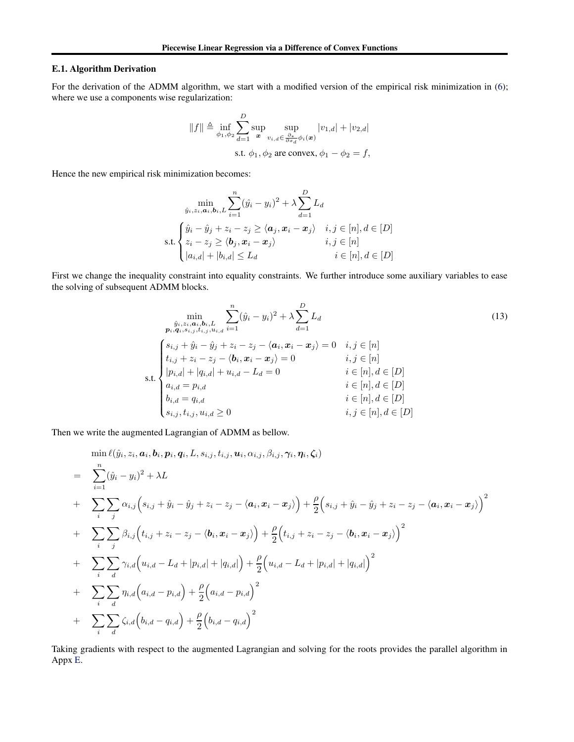### E.1. Algorithm Derivation

For the derivation of the ADMM algorithm, we start with a modified version of the empirical risk minimization in (6); where we use a components wise regularization:

$$
\|f\| \triangleq \inf_{\phi_1,\phi_2} \sum_{d=1}^{D} \sup_{\boldsymbol{x}} \sup_{v_{i,d} \in \frac{\partial_*}{\partial x_d}\phi_i(\boldsymbol{x})} |v_{1,d}| + |v_{2,d}|
$$
$$
\text{s.t. } \phi_1, \phi_2 \text{ are convex}, \phi_1 - \phi_2 = f,
$$

Hence the new empirical risk minimization becomes:

$$
\min_{\hat{y}_i, z_i, \boldsymbol{a}_i, \boldsymbol{b}_i, L} \sum_{i=1}^{n} (\hat{y}_i - y_i)^2 + \lambda \sum_{d=1}^{D} L_d
$$
$$
\text{s.t.} \begin{cases} \hat{y}_i - \hat{y}_j + z_i - z_j \geq \langle \boldsymbol{a}_j, \boldsymbol{x}_i - \boldsymbol{x}_j \rangle & i,j \in [n], d \in [D] \\ z_i - z_j \geq \langle \boldsymbol{b}_j, \boldsymbol{x}_i - \boldsymbol{x}_j \rangle & i,j \in [n] \\ |a_{i,d}| + |b_{i,d}| \leq L_d & i \in [n], d \in [D] \end{cases}
$$

First we change the inequality constraint into equality constraints. We further introduce some auxiliary variables to ease the solving of subsequent ADMM blocks.

$$
\min_{\substack{\hat{y}_i, z_i, \boldsymbol{a}_i, \boldsymbol{b}_i, L \\ \boldsymbol{p}_i, \boldsymbol{q}_i, s_{i,j}, t_{i,j}, u_{i,d}}} \sum_{i=1}^{n} (\hat{y}_i - y_i)^2 + \lambda \sum_{d=1}^{D} L_d \tag{13}
$$
$$
\text{s.t.} \begin{cases} s_{i,j} + \hat{y}_i - \hat{y}_j + z_i - z_j - \langle \boldsymbol{a}_i, \boldsymbol{x}_i - \boldsymbol{x}_j \rangle = 0 & i,j \in [n] \\ t_{i,j} + z_i - z_j - \langle \boldsymbol{b}_i, \boldsymbol{x}_i - \boldsymbol{x}_j \rangle = 0 & i,j \in [n] \\ |p_{i,d}| + |q_{i,d}| + u_{i,d} - L_d = 0 & i \in [n], d \in [D] \\ a_{i,d} = p_{i,d} & i \in [n], d \in [D] \\ b_{i,d} = q_{i,d} & i \in [n], d \in [D] \\ s_{i,j}, t_{i,j}, u_{i,d} \geq 0 & i,j \in [n], d \in [D] \end{cases}
$$

Then we write the augmented Lagrangian of ADMM as bellow.

$$
\begin{aligned}
& \min \ell(\hat{y}_i, z_i, \boldsymbol{a}_i, \boldsymbol{b}_i, \boldsymbol{p}_i, \boldsymbol{q}_i, L, s_{i,j}, t_{i,j}, \boldsymbol{u}_i, \alpha_{i,j}, \beta_{i,j}, \boldsymbol{\gamma}_i, \boldsymbol{\eta}_i, \boldsymbol{\zeta}_i) \\
= & \sum_{i=1}^{n} (\hat{y}_i - y_i)^2 + \lambda L \\
+ & \sum_i \sum_j \alpha_{i,j} \Big( s_{i,j} + \hat{y}_i - \hat{y}_j + z_i - z_j - \langle \boldsymbol{a}_i, \boldsymbol{x}_i - \boldsymbol{x}_j \rangle \Big) + \frac{\rho}{2} \Big( s_{i,j} + \hat{y}_i - \hat{y}_j + z_i - z_j - \langle \boldsymbol{a}_i, \boldsymbol{x}_i - \boldsymbol{x}_j \rangle \Big)^2 \\
+ & \sum_i \sum_j \beta_{i,j} \Big( t_{i,j} + z_i - z_j - \langle \boldsymbol{b}_i, \boldsymbol{x}_i - \boldsymbol{x}_j \rangle \Big) + \frac{\rho}{2} \Big( t_{i,j} + z_i - z_j - \langle \boldsymbol{b}_i, \boldsymbol{x}_i - \boldsymbol{x}_j \rangle \Big)^2 \\
+ & \sum_i \sum_d \gamma_{i,d} \Big( u_{i,d} - L_d + |p_{i,d}| + |q_{i,d}| \Big) + \frac{\rho}{2} \Big( u_{i,d} - L_d + |p_{i,d}| + |q_{i,d}| \Big)^2 \\
+ & \sum_i \sum_d \eta_{i,d} \Big( a_{i,d} - p_{i,d} \Big) + \frac{\rho}{2} \Big( a_{i,d} - p_{i,d} \Big)^2 \\
+ & \sum_i \sum_d \zeta_{i,d} \Big( b_{i,d} - q_{i,d} \Big) + \frac{\rho}{2} \Big( b_{i,d} - q_{i,d} \Big)^2
\end{aligned}
$$

Taking gradients with respect to the augmented Lagrangian and solving for the roots provides the parallel algorithm in Appx E.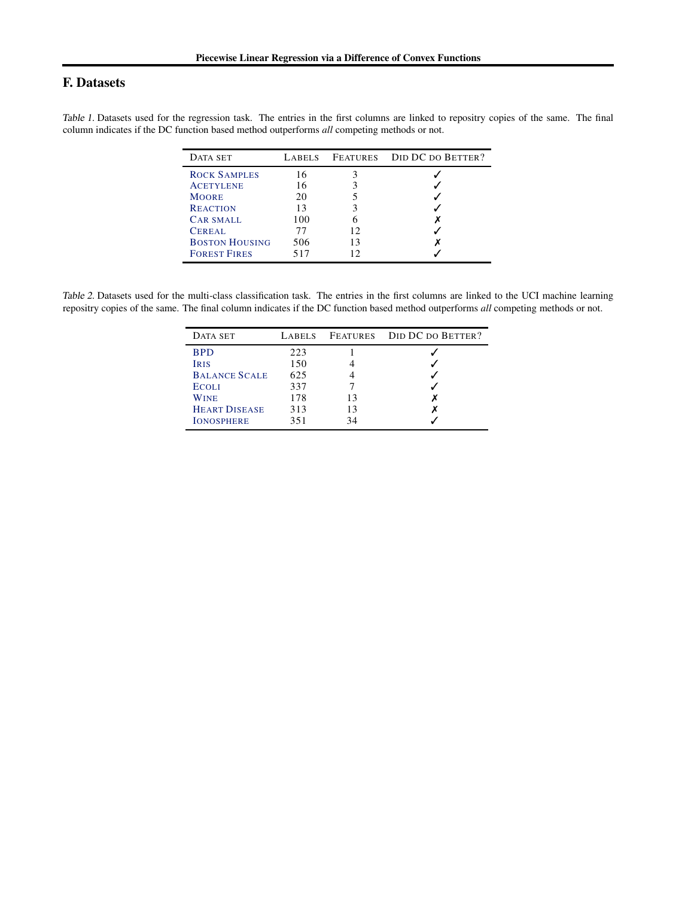## F. Datasets

*Table 1.* Datasets used for the regression task. The entries in the first columns are linked to repositry copies of the same. The final column indicates if the DC function based method outperforms *all* competing methods or not.

| Data set | Labels | Features | Did DC do Better? |
|---|---|---|---|
| Rock Samples | 16 | 3 | ✓ |
| Acetylene | 16 | 3 | ✓ |
| Moore | 20 | 5 | ✓ |
| Reaction | 13 | 3 | ✓ |
| Car small | 100 | 6 | ✗ |
| Cereal | 77 | 12 | ✓ |
| Boston Housing | 506 | 13 | ✗ |
| Forest Fires | 517 | 12 | ✓ |

*Table 2.* Datasets used for the multi-class classification task. The entries in the first columns are linked to the UCI machine learning repositry copies of the same. The final column indicates if the DC function based method outperforms *all* competing methods or not.

| Data set | Labels | Features | Did DC do Better? |
|---|---|---|---|
| BPD | 223 | 1 | ✓ |
| Iris | 150 | 4 | ✓ |
| Balance Scale | 625 | 4 | ✓ |
| Ecoli | 337 | 7 | ✓ |
| Wine | 178 | 13 | ✗ |
| Heart Disease | 313 | 13 | ✗ |
| Ionosphere | 351 | 34 | ✓ |